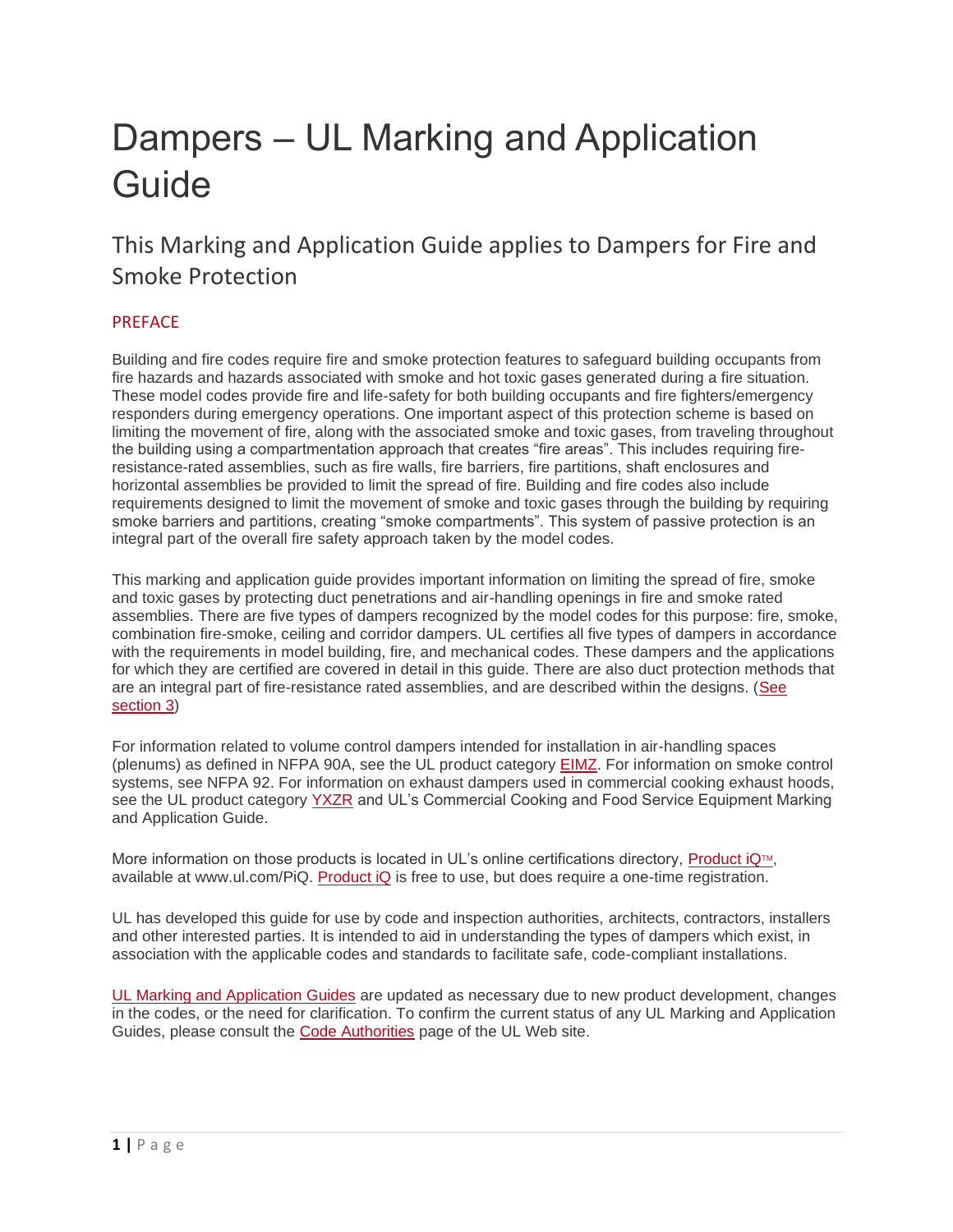# Dampers – UL Marking and Application Guide

## This Marking and Application Guide applies to Dampers for Fire and Smoke Protection

### PREFACE

Building and fire codes require fire and smoke protection features to safeguard building occupants from fire hazards and hazards associated with smoke and hot toxic gases generated during a fire situation. These model codes provide fire and life-safety for both building occupants and fire fighters/emergency responders during emergency operations. One important aspect of this protection scheme is based on limiting the movement of fire, along with the associated smoke and toxic gases, from traveling throughout the building using a compartmentation approach that creates "fire areas". This includes requiring fire-resistance-rated assemblies, such as fire walls, fire barriers, fire partitions, shaft enclosures and horizontal assemblies be provided to limit the spread of fire. Building and fire codes also include requirements designed to limit the movement of smoke and toxic gases through the building by requiring smoke barriers and partitions, creating "smoke compartments". This system of passive protection is an integral part of the overall fire safety approach taken by the model codes.

This marking and application guide provides important information on limiting the spread of fire, smoke and toxic gases by protecting duct penetrations and air-handling openings in fire and smoke rated assemblies. There are five types of dampers recognized by the model codes for this purpose: fire, smoke, combination fire-smoke, ceiling and corridor dampers. UL certifies all five types of dampers in accordance with the requirements in model building, fire, and mechanical codes. These dampers and the applications for which they are certified are covered in detail in this guide. There are also duct protection methods that are an integral part of fire-resistance rated assemblies, and are described within the designs. (See section 3)

For information related to volume control dampers intended for installation in air-handling spaces (plenums) as defined in NFPA 90A, see the UL product category EIMZ. For information on smoke control systems, see NFPA 92. For information on exhaust dampers used in commercial cooking exhaust hoods, see the UL product category YXZR and UL's Commercial Cooking and Food Service Equipment Marking and Application Guide.

More information on those products is located in UL's online certifications directory, Product iQ™, available at www.ul.com/PiQ. Product iQ is free to use, but does require a one-time registration.

UL has developed this guide for use by code and inspection authorities, architects, contractors, installers and other interested parties. It is intended to aid in understanding the types of dampers which exist, in association with the applicable codes and standards to facilitate safe, code-compliant installations.

UL Marking and Application Guides are updated as necessary due to new product development, changes in the codes, or the need for clarification. To confirm the current status of any UL Marking and Application Guides, please consult the Code Authorities page of the UL Web site.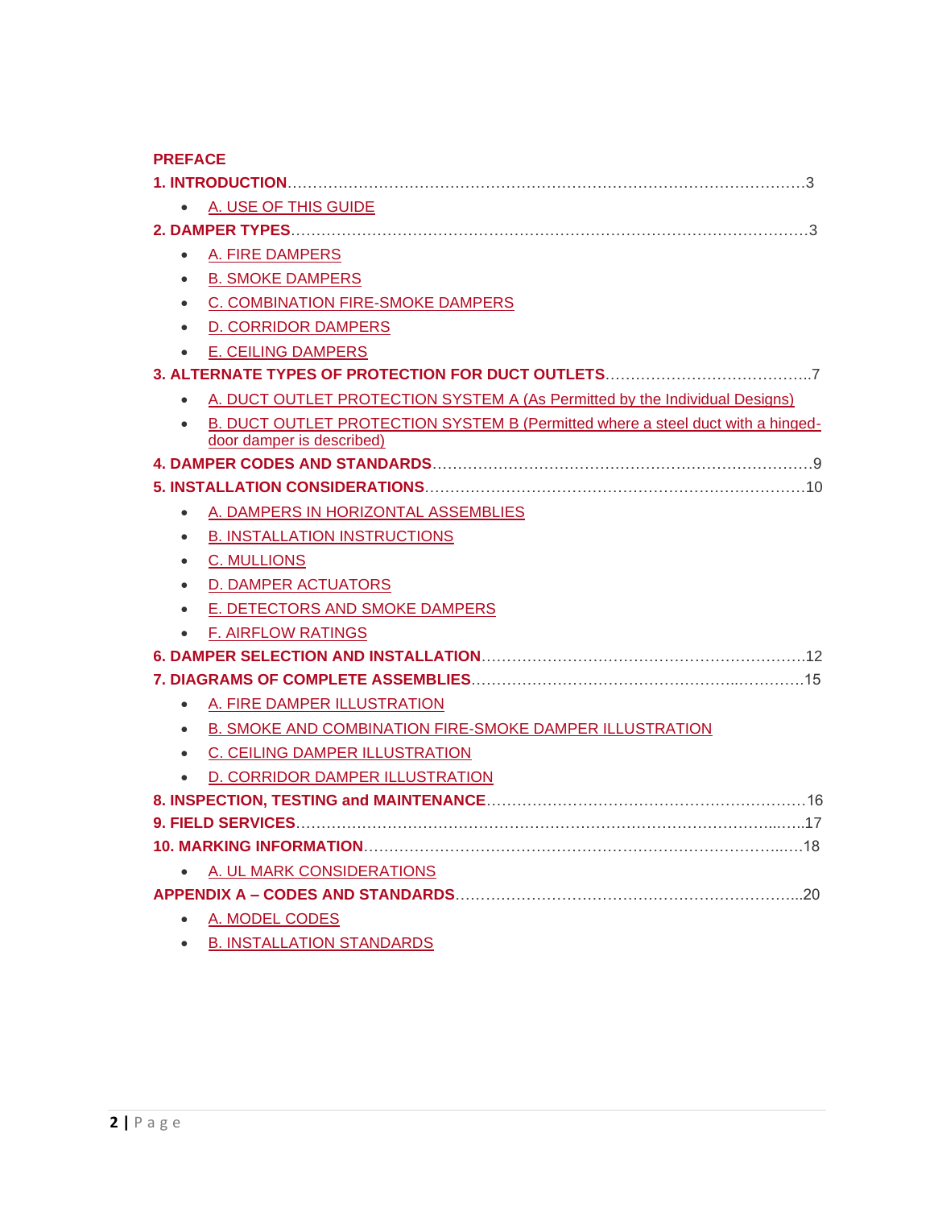**PREFACE**

**1. INTRODUCTION**……………………………………………………………………………………………3

- A. USE OF THIS GUIDE

**2. DAMPER TYPES**……………………………………………………………………………………………3

- A. FIRE DAMPERS
- B. SMOKE DAMPERS
- C. COMBINATION FIRE-SMOKE DAMPERS
- D. CORRIDOR DAMPERS
- E. CEILING DAMPERS

**3. ALTERNATE TYPES OF PROTECTION FOR DUCT OUTLETS**…………………………………..7

- A. DUCT OUTLET PROTECTION SYSTEM A (As Permitted by the Individual Designs)
- B. DUCT OUTLET PROTECTION SYSTEM B (Permitted where a steel duct with a hinged-door damper is described)

**4. DAMPER CODES AND STANDARDS**……………………………………………………………………9

**5. INSTALLATION CONSIDERATIONS**…………………………………………………………………10

- A. DAMPERS IN HORIZONTAL ASSEMBLIES
- B. INSTALLATION INSTRUCTIONS
- C. MULLIONS
- D. DAMPER ACTUATORS
- E. DETECTORS AND SMOKE DAMPERS
- F. AIRFLOW RATINGS

**6. DAMPER SELECTION AND INSTALLATION**…………………………………………………………12

**7. DIAGRAMS OF COMPLETE ASSEMBLIES**……………………………………………………………15

- A. FIRE DAMPER ILLUSTRATION
- B. SMOKE AND COMBINATION FIRE-SMOKE DAMPER ILLUSTRATION
- C. CEILING DAMPER ILLUSTRATION
- D. CORRIDOR DAMPER ILLUSTRATION

**8. INSPECTION, TESTING and MAINTENANCE**…………………………………………………………16

**9. FIELD SERVICES**……………………………………………………………………………………………17

**10. MARKING INFORMATION**………………………………………………………………………………18

- A. UL MARK CONSIDERATIONS

**APPENDIX A – CODES AND STANDARDS**……………………………………………………………..20

- A. MODEL CODES
- B. INSTALLATION STANDARDS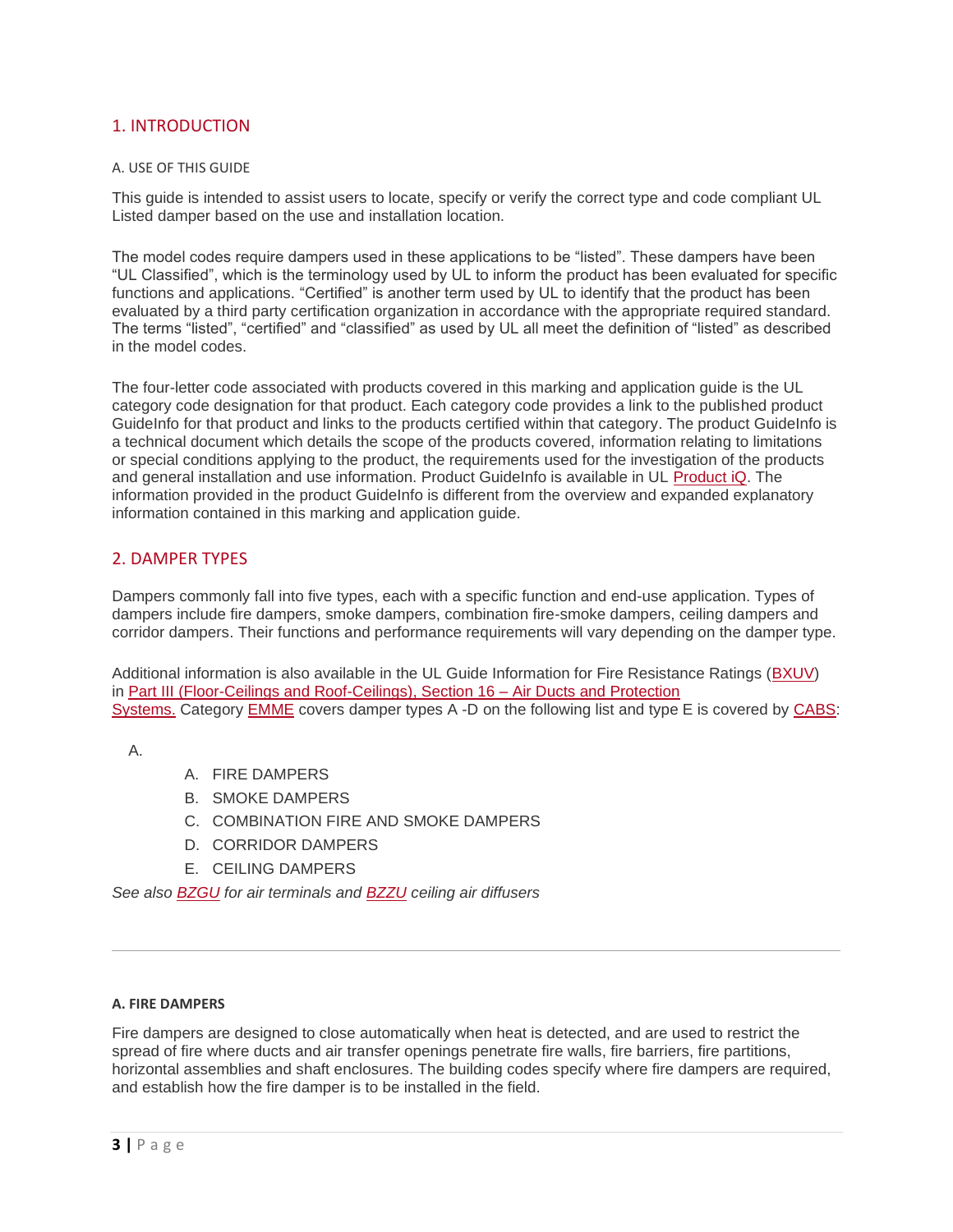## 1. INTRODUCTION

### A. USE OF THIS GUIDE

This guide is intended to assist users to locate, specify or verify the correct type and code compliant UL Listed damper based on the use and installation location.

The model codes require dampers used in these applications to be "listed". These dampers have been "UL Classified", which is the terminology used by UL to inform the product has been evaluated for specific functions and applications. "Certified" is another term used by UL to identify that the product has been evaluated by a third party certification organization in accordance with the appropriate required standard. The terms "listed", "certified" and "classified" as used by UL all meet the definition of "listed" as described in the model codes.

The four-letter code associated with products covered in this marking and application guide is the UL category code designation for that product. Each category code provides a link to the published product GuideInfo for that product and links to the products certified within that category. The product GuideInfo is a technical document which details the scope of the products covered, information relating to limitations or special conditions applying to the product, the requirements used for the investigation of the products and general installation and use information. Product GuideInfo is available in UL Product iQ. The information provided in the product GuideInfo is different from the overview and expanded explanatory information contained in this marking and application guide.

## 2. DAMPER TYPES

Dampers commonly fall into five types, each with a specific function and end-use application. Types of dampers include fire dampers, smoke dampers, combination fire-smoke dampers, ceiling dampers and corridor dampers. Their functions and performance requirements will vary depending on the damper type.

Additional information is also available in the UL Guide Information for Fire Resistance Ratings (BXUV) in Part III (Floor-Ceilings and Roof-Ceilings), Section 16 – Air Ducts and Protection Systems. Category EMME covers damper types A -D on the following list and type E is covered by CABS:

A.

A. FIRE DAMPERS
B. SMOKE DAMPERS
C. COMBINATION FIRE AND SMOKE DAMPERS
D. CORRIDOR DAMPERS
E. CEILING DAMPERS

*See also BZGU for air terminals and BZZU ceiling air diffusers*

---

**A. FIRE DAMPERS**

Fire dampers are designed to close automatically when heat is detected, and are used to restrict the spread of fire where ducts and air transfer openings penetrate fire walls, fire barriers, fire partitions, horizontal assemblies and shaft enclosures. The building codes specify where fire dampers are required, and establish how the fire damper is to be installed in the field.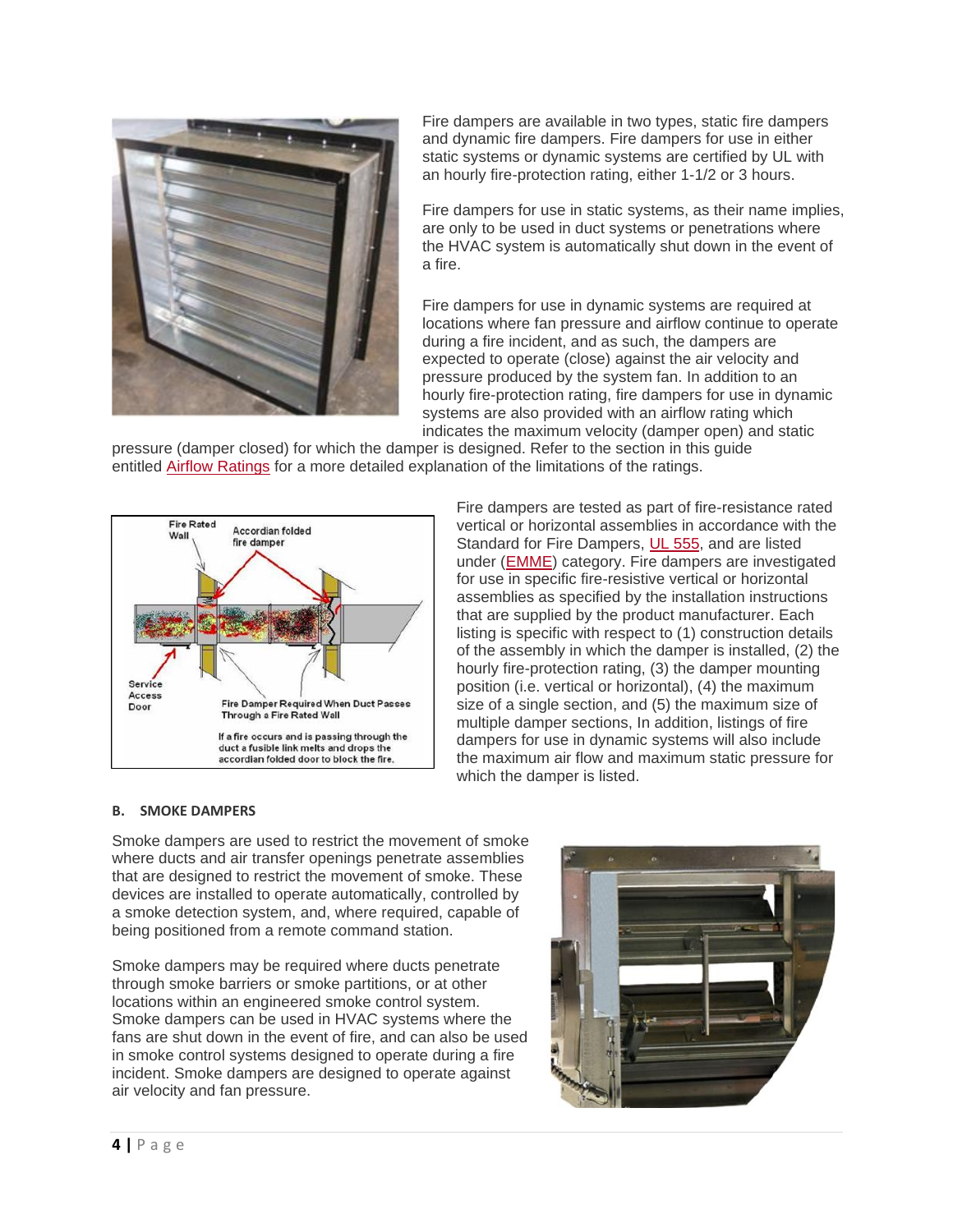Fire dampers are available in two types, static fire dampers and dynamic fire dampers. Fire dampers for use in either static systems or dynamic systems are certified by UL with an hourly fire-protection rating, either 1-1/2 or 3 hours.

Fire dampers for use in static systems, as their name implies, are only to be used in duct systems or penetrations where the HVAC system is automatically shut down in the event of a fire.

Fire dampers for use in dynamic systems are required at locations where fan pressure and airflow continue to operate during a fire incident, and as such, the dampers are expected to operate (close) against the air velocity and pressure produced by the system fan. In addition to an hourly fire-protection rating, fire dampers for use in dynamic systems are also provided with an airflow rating which indicates the maximum velocity (damper open) and static pressure (damper closed) for which the damper is designed. Refer to the section in this guide entitled Airflow Ratings for a more detailed explanation of the limitations of the ratings.

Fire dampers are tested as part of fire-resistance rated vertical or horizontal assemblies in accordance with the Standard for Fire Dampers, UL 555, and are listed under (EMME) category. Fire dampers are investigated for use in specific fire-resistive vertical or horizontal assemblies as specified by the installation instructions that are supplied by the product manufacturer. Each listing is specific with respect to (1) construction details of the assembly in which the damper is installed, (2) the hourly fire-protection rating, (3) the damper mounting position (i.e. vertical or horizontal), (4) the maximum size of a single section, and (5) the maximum size of multiple damper sections, In addition, listings of fire dampers for use in dynamic systems will also include the maximum air flow and maximum static pressure for which the damper is listed.

#### B. SMOKE DAMPERS

Smoke dampers are used to restrict the movement of smoke where ducts and air transfer openings penetrate assemblies that are designed to restrict the movement of smoke. These devices are installed to operate automatically, controlled by a smoke detection system, and, where required, capable of being positioned from a remote command station.

Smoke dampers may be required where ducts penetrate through smoke barriers or smoke partitions, or at other locations within an engineered smoke control system. Smoke dampers can be used in HVAC systems where the fans are shut down in the event of fire, and can also be used in smoke control systems designed to operate during a fire incident. Smoke dampers are designed to operate against air velocity and fan pressure.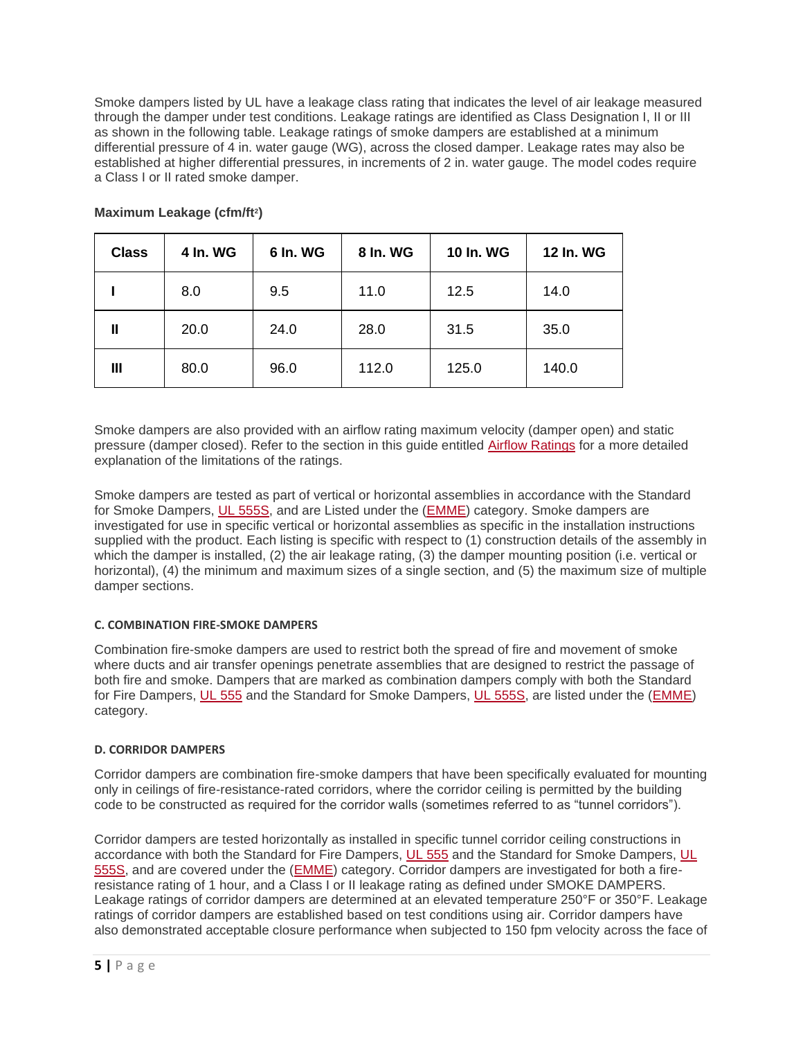Smoke dampers listed by UL have a leakage class rating that indicates the level of air leakage measured through the damper under test conditions. Leakage ratings are identified as Class Designation I, II or III as shown in the following table. Leakage ratings of smoke dampers are established at a minimum differential pressure of 4 in. water gauge (WG), across the closed damper. Leakage rates may also be established at higher differential pressures, in increments of 2 in. water gauge. The model codes require a Class I or II rated smoke damper.

**Maximum Leakage (cfm/ft$^2$)**

| Class | 4 In. WG | 6 In. WG | 8 In. WG | 10 In. WG | 12 In. WG |
|---|---|---|---|---|---|
| **I** | 8.0 | 9.5 | 11.0 | 12.5 | 14.0 |
| **II** | 20.0 | 24.0 | 28.0 | 31.5 | 35.0 |
| **III** | 80.0 | 96.0 | 112.0 | 125.0 | 140.0 |

Smoke dampers are also provided with an airflow rating maximum velocity (damper open) and static pressure (damper closed). Refer to the section in this guide entitled Airflow Ratings for a more detailed explanation of the limitations of the ratings.

Smoke dampers are tested as part of vertical or horizontal assemblies in accordance with the Standard for Smoke Dampers, UL 555S, and are Listed under the (EMME) category. Smoke dampers are investigated for use in specific vertical or horizontal assemblies as specific in the installation instructions supplied with the product. Each listing is specific with respect to (1) construction details of the assembly in which the damper is installed, (2) the air leakage rating, (3) the damper mounting position (i.e. vertical or horizontal), (4) the minimum and maximum sizes of a single section, and (5) the maximum size of multiple damper sections.

#### C. COMBINATION FIRE-SMOKE DAMPERS

Combination fire-smoke dampers are used to restrict both the spread of fire and movement of smoke where ducts and air transfer openings penetrate assemblies that are designed to restrict the passage of both fire and smoke. Dampers that are marked as combination dampers comply with both the Standard for Fire Dampers, UL 555 and the Standard for Smoke Dampers, UL 555S, are listed under the (EMME) category.

#### D. CORRIDOR DAMPERS

Corridor dampers are combination fire-smoke dampers that have been specifically evaluated for mounting only in ceilings of fire-resistance-rated corridors, where the corridor ceiling is permitted by the building code to be constructed as required for the corridor walls (sometimes referred to as "tunnel corridors").

Corridor dampers are tested horizontally as installed in specific tunnel corridor ceiling constructions in accordance with both the Standard for Fire Dampers, UL 555 and the Standard for Smoke Dampers, UL 555S, and are covered under the (EMME) category. Corridor dampers are investigated for both a fire-resistance rating of 1 hour, and a Class I or II leakage rating as defined under SMOKE DAMPERS. Leakage ratings of corridor dampers are determined at an elevated temperature 250°F or 350°F. Leakage ratings of corridor dampers are established based on test conditions using air. Corridor dampers have also demonstrated acceptable closure performance when subjected to 150 fpm velocity across the face of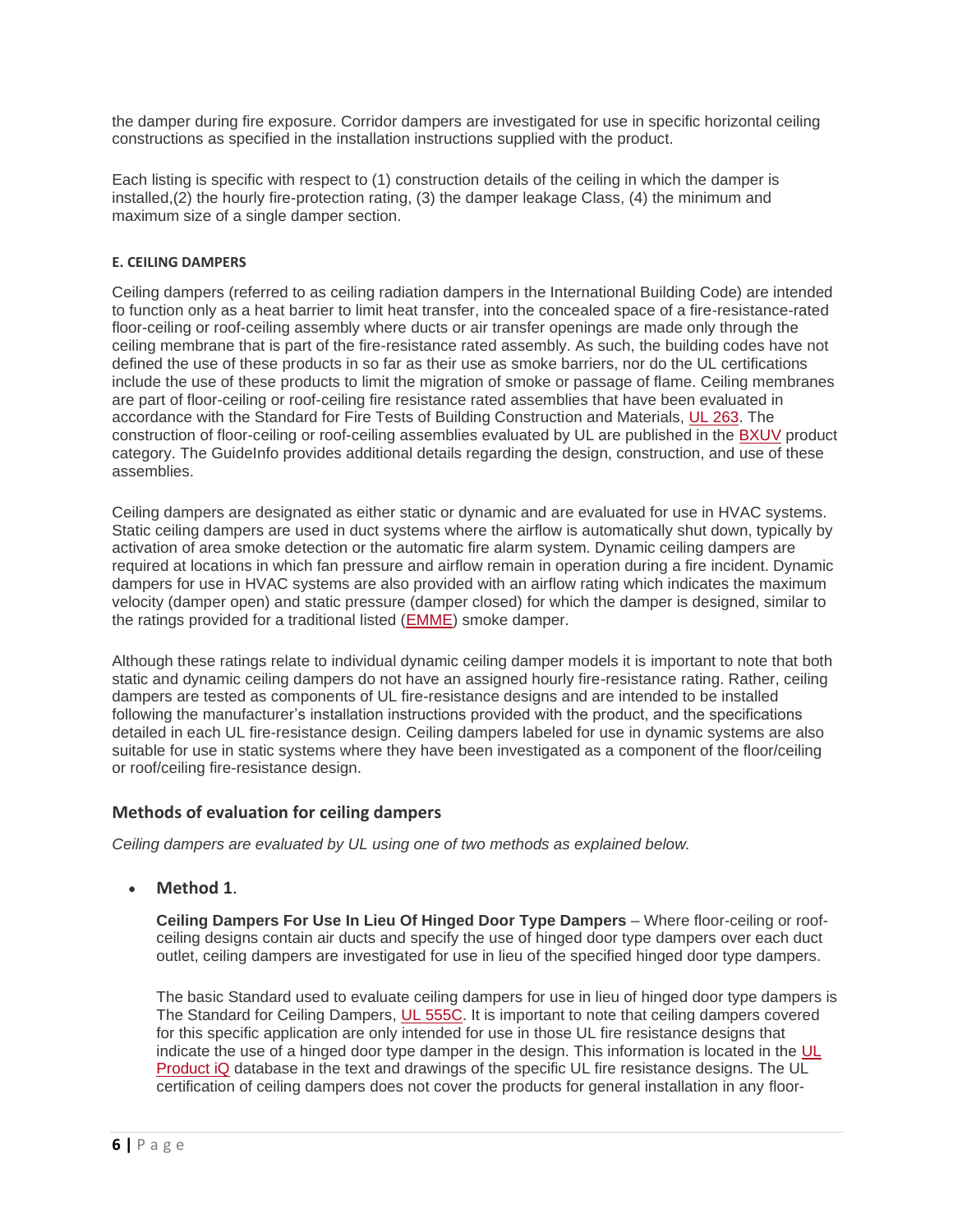the damper during fire exposure. Corridor dampers are investigated for use in specific horizontal ceiling constructions as specified in the installation instructions supplied with the product.

Each listing is specific with respect to (1) construction details of the ceiling in which the damper is installed,(2) the hourly fire-protection rating, (3) the damper leakage Class, (4) the minimum and maximum size of a single damper section.

#### E. CEILING DAMPERS

Ceiling dampers (referred to as ceiling radiation dampers in the International Building Code) are intended to function only as a heat barrier to limit heat transfer, into the concealed space of a fire-resistance-rated floor-ceiling or roof-ceiling assembly where ducts or air transfer openings are made only through the ceiling membrane that is part of the fire-resistance rated assembly. As such, the building codes have not defined the use of these products in so far as their use as smoke barriers, nor do the UL certifications include the use of these products to limit the migration of smoke or passage of flame. Ceiling membranes are part of floor-ceiling or roof-ceiling fire resistance rated assemblies that have been evaluated in accordance with the Standard for Fire Tests of Building Construction and Materials, UL 263. The construction of floor-ceiling or roof-ceiling assemblies evaluated by UL are published in the BXUV product category. The GuideInfo provides additional details regarding the design, construction, and use of these assemblies.

Ceiling dampers are designated as either static or dynamic and are evaluated for use in HVAC systems. Static ceiling dampers are used in duct systems where the airflow is automatically shut down, typically by activation of area smoke detection or the automatic fire alarm system. Dynamic ceiling dampers are required at locations in which fan pressure and airflow remain in operation during a fire incident. Dynamic dampers for use in HVAC systems are also provided with an airflow rating which indicates the maximum velocity (damper open) and static pressure (damper closed) for which the damper is designed, similar to the ratings provided for a traditional listed (EMME) smoke damper.

Although these ratings relate to individual dynamic ceiling damper models it is important to note that both static and dynamic ceiling dampers do not have an assigned hourly fire-resistance rating. Rather, ceiling dampers are tested as components of UL fire-resistance designs and are intended to be installed following the manufacturer's installation instructions provided with the product, and the specifications detailed in each UL fire-resistance design. Ceiling dampers labeled for use in dynamic systems are also suitable for use in static systems where they have been investigated as a component of the floor/ceiling or roof/ceiling fire-resistance design.

### Methods of evaluation for ceiling dampers

*Ceiling dampers are evaluated by UL using one of two methods as explained below.*

- **Method 1**.

  **Ceiling Dampers For Use In Lieu Of Hinged Door Type Dampers** – Where floor-ceiling or roof-ceiling designs contain air ducts and specify the use of hinged door type dampers over each duct outlet, ceiling dampers are investigated for use in lieu of the specified hinged door type dampers.

  The basic Standard used to evaluate ceiling dampers for use in lieu of hinged door type dampers is The Standard for Ceiling Dampers, UL 555C. It is important to note that ceiling dampers covered for this specific application are only intended for use in those UL fire resistance designs that indicate the use of a hinged door type damper in the design. This information is located in the UL Product iQ database in the text and drawings of the specific UL fire resistance designs. The UL certification of ceiling dampers does not cover the products for general installation in any floor-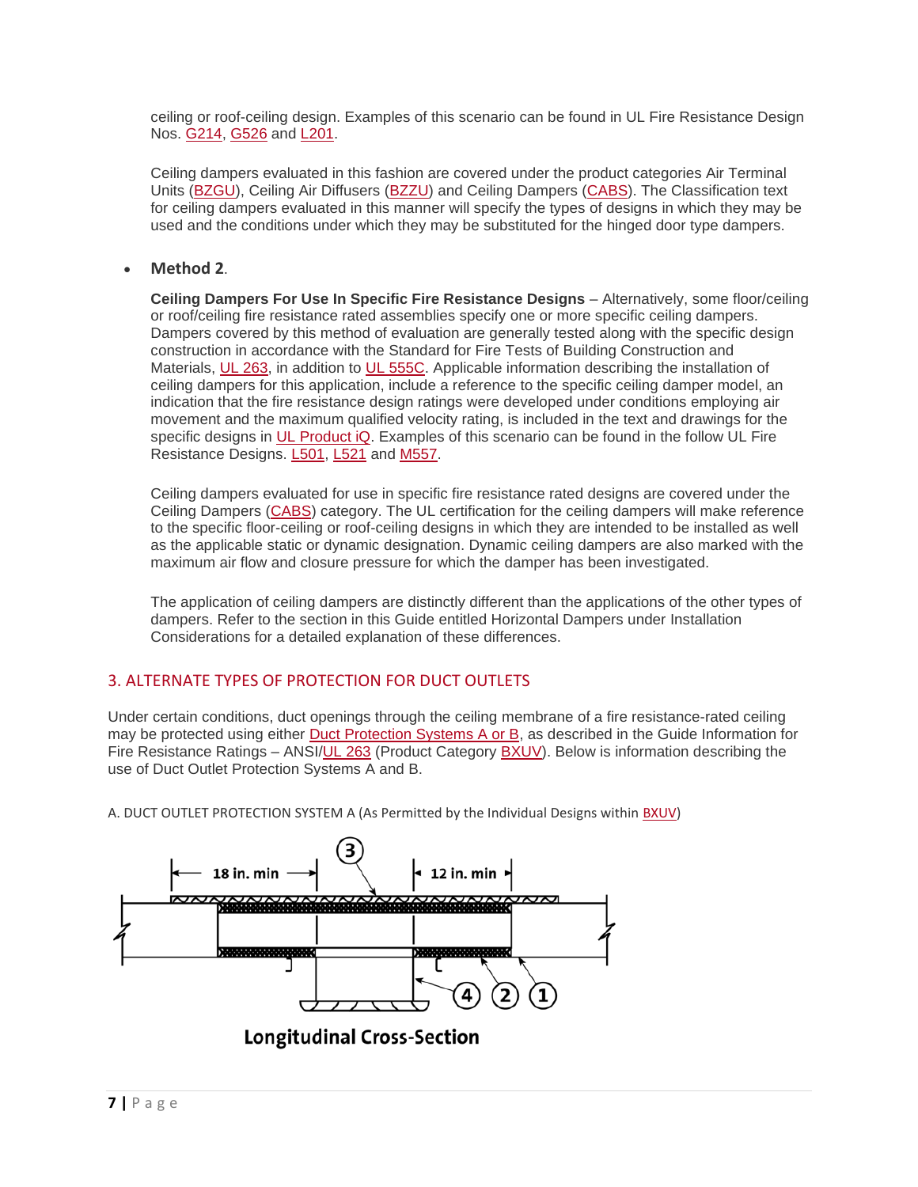ceiling or roof-ceiling design. Examples of this scenario can be found in UL Fire Resistance Design Nos. G214, G526 and L201.

Ceiling dampers evaluated in this fashion are covered under the product categories Air Terminal Units (BZGU), Ceiling Air Diffusers (BZZU) and Ceiling Dampers (CABS). The Classification text for ceiling dampers evaluated in this manner will specify the types of designs in which they may be used and the conditions under which they may be substituted for the hinged door type dampers.

- **Method 2**.

  **Ceiling Dampers For Use In Specific Fire Resistance Designs** – Alternatively, some floor/ceiling or roof/ceiling fire resistance rated assemblies specify one or more specific ceiling dampers. Dampers covered by this method of evaluation are generally tested along with the specific design construction in accordance with the Standard for Fire Tests of Building Construction and Materials, UL 263, in addition to UL 555C. Applicable information describing the installation of ceiling dampers for this application, include a reference to the specific ceiling damper model, an indication that the fire resistance design ratings were developed under conditions employing air movement and the maximum qualified velocity rating, is included in the text and drawings for the specific designs in UL Product iQ. Examples of this scenario can be found in the follow UL Fire Resistance Designs. L501, L521 and M557.

  Ceiling dampers evaluated for use in specific fire resistance rated designs are covered under the Ceiling Dampers (CABS) category. The UL certification for the ceiling dampers will make reference to the specific floor-ceiling or roof-ceiling designs in which they are intended to be installed as well as the applicable static or dynamic designation. Dynamic ceiling dampers are also marked with the maximum air flow and closure pressure for which the damper has been investigated.

  The application of ceiling dampers are distinctly different than the applications of the other types of dampers. Refer to the section in this Guide entitled Horizontal Dampers under Installation Considerations for a detailed explanation of these differences.

## 3. ALTERNATE TYPES OF PROTECTION FOR DUCT OUTLETS

Under certain conditions, duct openings through the ceiling membrane of a fire resistance-rated ceiling may be protected using either Duct Protection Systems A or B, as described in the Guide Information for Fire Resistance Ratings – ANSI/UL 263 (Product Category BXUV). Below is information describing the use of Duct Outlet Protection Systems A and B.

A. DUCT OUTLET PROTECTION SYSTEM A (As Permitted by the Individual Designs within BXUV)

18 in. min    3    12 in. min

4  2  1

Longitudinal Cross-Section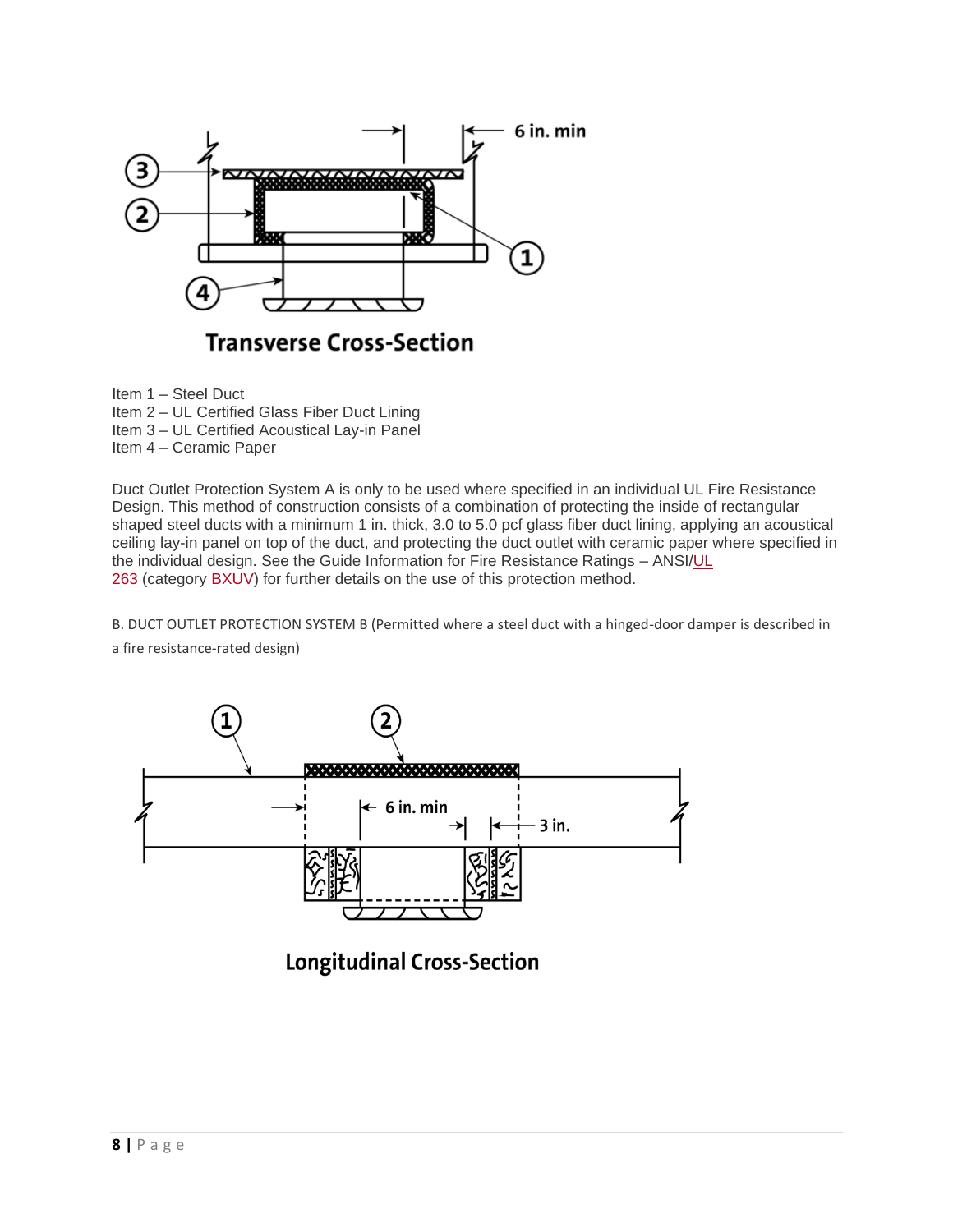Transverse Cross-Section

Item 1 – Steel Duct
Item 2 – UL Certified Glass Fiber Duct Lining
Item 3 – UL Certified Acoustical Lay-in Panel
Item 4 – Ceramic Paper

Duct Outlet Protection System A is only to be used where specified in an individual UL Fire Resistance Design. This method of construction consists of a combination of protecting the inside of rectangular shaped steel ducts with a minimum 1 in. thick, 3.0 to 5.0 pcf glass fiber duct lining, applying an acoustical ceiling lay-in panel on top of the duct, and protecting the duct outlet with ceramic paper where specified in the individual design. See the Guide Information for Fire Resistance Ratings – ANSI/UL 263 (category BXUV) for further details on the use of this protection method.

B. DUCT OUTLET PROTECTION SYSTEM B (Permitted where a steel duct with a hinged-door damper is described in a fire resistance-rated design)

Longitudinal Cross-Section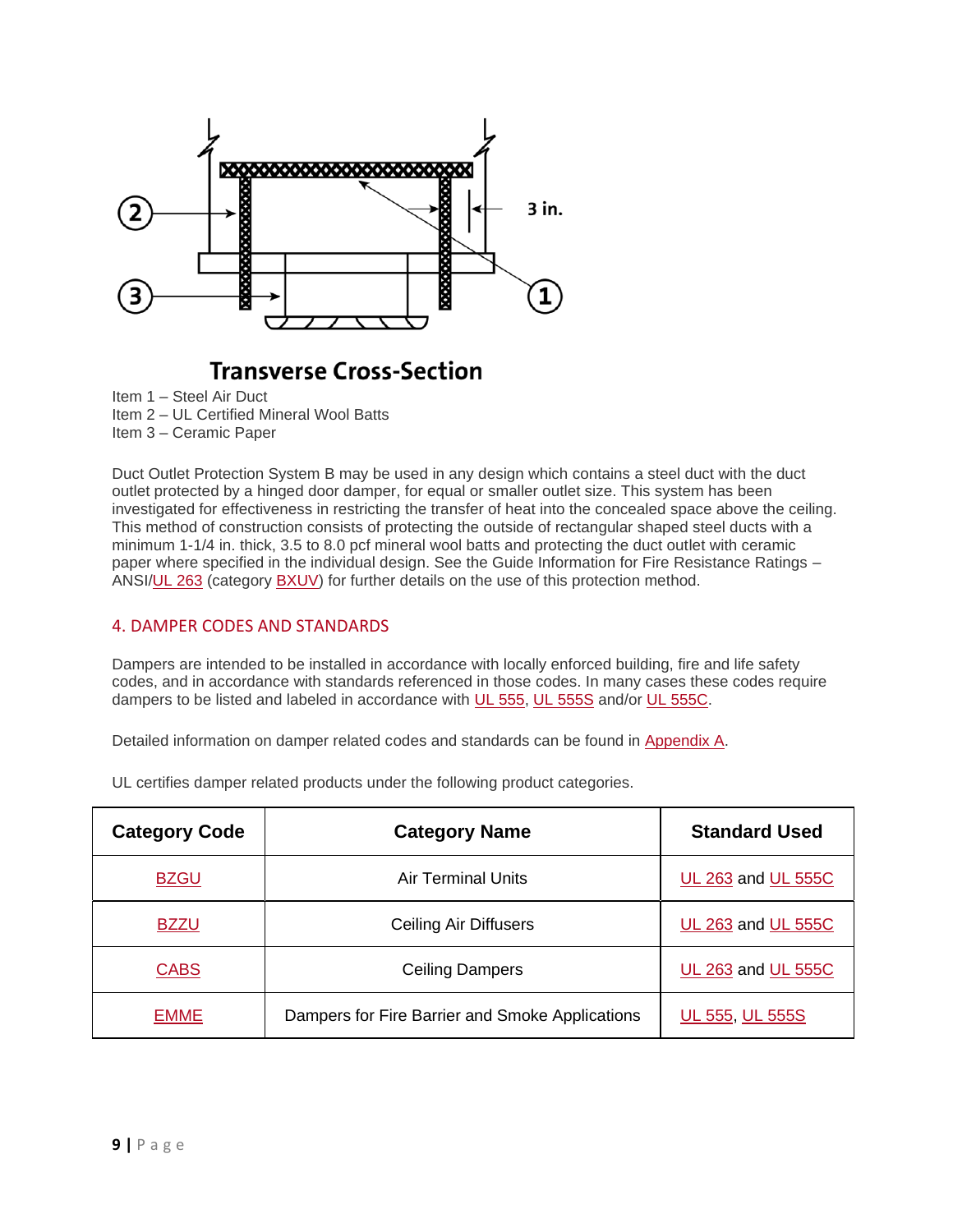**Transverse Cross-Section**

Item 1 – Steel Air Duct
Item 2 – UL Certified Mineral Wool Batts
Item 3 – Ceramic Paper

Duct Outlet Protection System B may be used in any design which contains a steel duct with the duct outlet protected by a hinged door damper, for equal or smaller outlet size. This system has been investigated for effectiveness in restricting the transfer of heat into the concealed space above the ceiling. This method of construction consists of protecting the outside of rectangular shaped steel ducts with a minimum 1-1/4 in. thick, 3.5 to 8.0 pcf mineral wool batts and protecting the duct outlet with ceramic paper where specified in the individual design. See the Guide Information for Fire Resistance Ratings – ANSI/UL 263 (category BXUV) for further details on the use of this protection method.

## 4. DAMPER CODES AND STANDARDS

Dampers are intended to be installed in accordance with locally enforced building, fire and life safety codes, and in accordance with standards referenced in those codes. In many cases these codes require dampers to be listed and labeled in accordance with UL 555, UL 555S and/or UL 555C.

Detailed information on damper related codes and standards can be found in Appendix A.

UL certifies damper related products under the following product categories.

| Category Code | Category Name | Standard Used |
|---|---|---|
| BZGU | Air Terminal Units | UL 263 and UL 555C |
| BZZU | Ceiling Air Diffusers | UL 263 and UL 555C |
| CABS | Ceiling Dampers | UL 263 and UL 555C |
| EMME | Dampers for Fire Barrier and Smoke Applications | UL 555, UL 555S |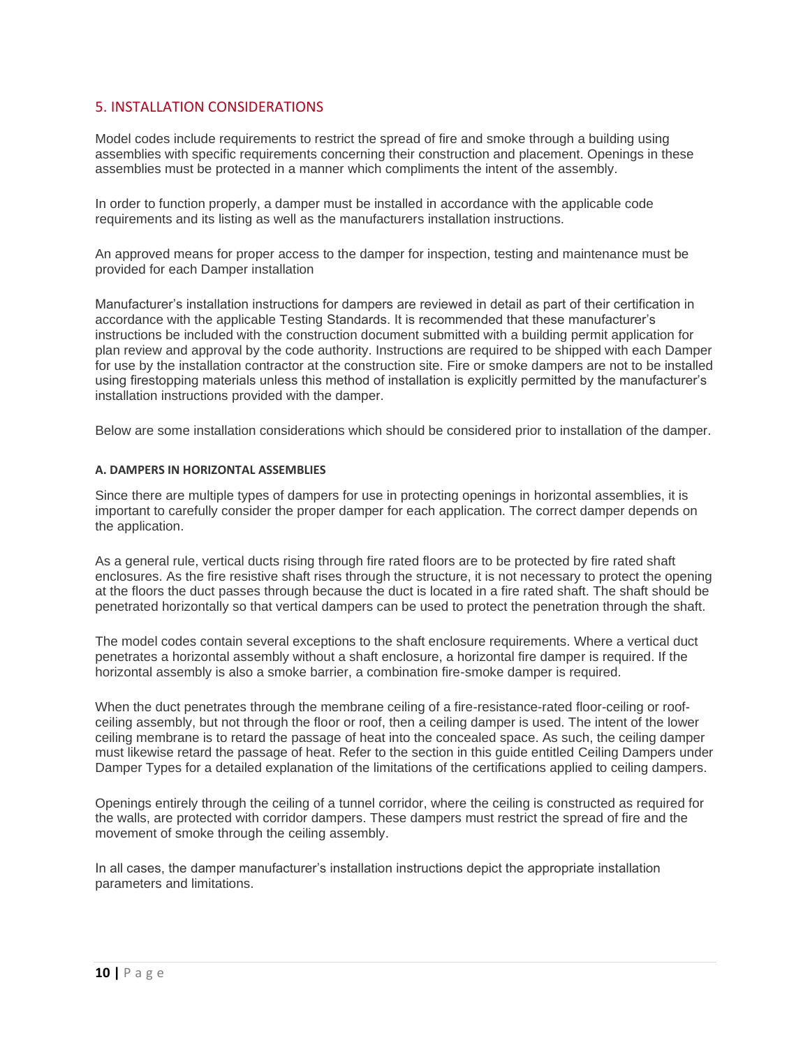## 5. INSTALLATION CONSIDERATIONS

Model codes include requirements to restrict the spread of fire and smoke through a building using assemblies with specific requirements concerning their construction and placement. Openings in these assemblies must be protected in a manner which compliments the intent of the assembly.

In order to function properly, a damper must be installed in accordance with the applicable code requirements and its listing as well as the manufacturers installation instructions.

An approved means for proper access to the damper for inspection, testing and maintenance must be provided for each Damper installation

Manufacturer's installation instructions for dampers are reviewed in detail as part of their certification in accordance with the applicable Testing Standards. It is recommended that these manufacturer's instructions be included with the construction document submitted with a building permit application for plan review and approval by the code authority. Instructions are required to be shipped with each Damper for use by the installation contractor at the construction site. Fire or smoke dampers are not to be installed using firestopping materials unless this method of installation is explicitly permitted by the manufacturer's installation instructions provided with the damper.

Below are some installation considerations which should be considered prior to installation of the damper.

### A. DAMPERS IN HORIZONTAL ASSEMBLIES

Since there are multiple types of dampers for use in protecting openings in horizontal assemblies, it is important to carefully consider the proper damper for each application. The correct damper depends on the application.

As a general rule, vertical ducts rising through fire rated floors are to be protected by fire rated shaft enclosures. As the fire resistive shaft rises through the structure, it is not necessary to protect the opening at the floors the duct passes through because the duct is located in a fire rated shaft. The shaft should be penetrated horizontally so that vertical dampers can be used to protect the penetration through the shaft.

The model codes contain several exceptions to the shaft enclosure requirements. Where a vertical duct penetrates a horizontal assembly without a shaft enclosure, a horizontal fire damper is required. If the horizontal assembly is also a smoke barrier, a combination fire-smoke damper is required.

When the duct penetrates through the membrane ceiling of a fire-resistance-rated floor-ceiling or roof-ceiling assembly, but not through the floor or roof, then a ceiling damper is used. The intent of the lower ceiling membrane is to retard the passage of heat into the concealed space. As such, the ceiling damper must likewise retard the passage of heat. Refer to the section in this guide entitled Ceiling Dampers under Damper Types for a detailed explanation of the limitations of the certifications applied to ceiling dampers.

Openings entirely through the ceiling of a tunnel corridor, where the ceiling is constructed as required for the walls, are protected with corridor dampers. These dampers must restrict the spread of fire and the movement of smoke through the ceiling assembly.

In all cases, the damper manufacturer's installation instructions depict the appropriate installation parameters and limitations.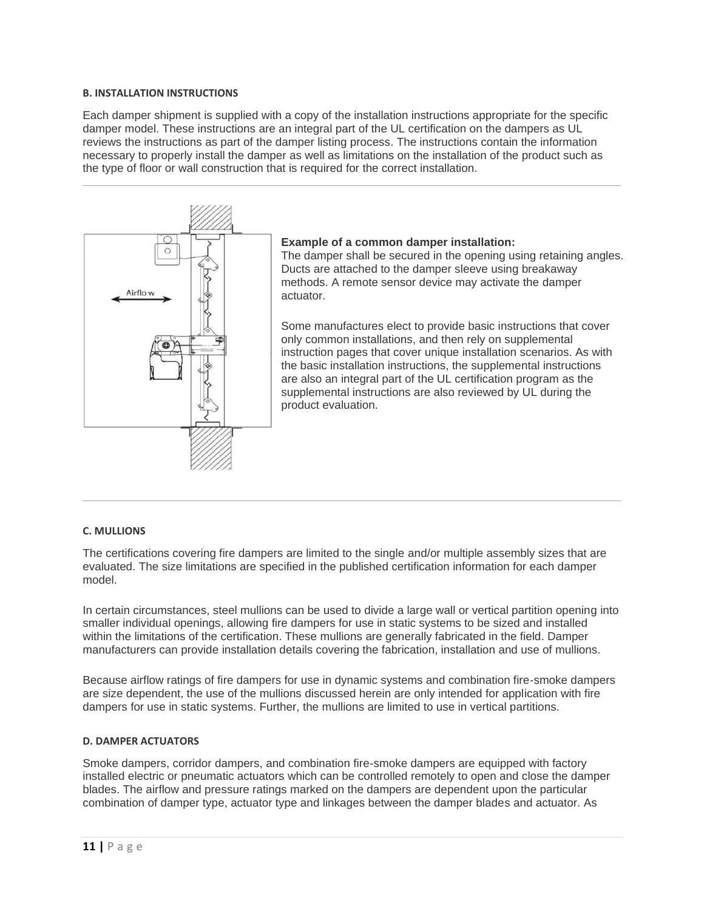#### B. INSTALLATION INSTRUCTIONS

Each damper shipment is supplied with a copy of the installation instructions appropriate for the specific damper model. These instructions are an integral part of the UL certification on the dampers as UL reviews the instructions as part of the damper listing process. The instructions contain the information necessary to properly install the damper as well as limitations on the installation of the product such as the type of floor or wall construction that is required for the correct installation.

---

**Example of a common damper installation:**
The damper shall be secured in the opening using retaining angles. Ducts are attached to the damper sleeve using breakaway methods. A remote sensor device may activate the damper actuator.

Some manufactures elect to provide basic instructions that cover only common installations, and then rely on supplemental instruction pages that cover unique installation scenarios. As with the basic installation instructions, the supplemental instructions are also an integral part of the UL certification program as the supplemental instructions are also reviewed by UL during the product evaluation.

---

#### C. MULLIONS

The certifications covering fire dampers are limited to the single and/or multiple assembly sizes that are evaluated. The size limitations are specified in the published certification information for each damper model.

In certain circumstances, steel mullions can be used to divide a large wall or vertical partition opening into smaller individual openings, allowing fire dampers for use in static systems to be sized and installed within the limitations of the certification. These mullions are generally fabricated in the field. Damper manufacturers can provide installation details covering the fabrication, installation and use of mullions.

Because airflow ratings of fire dampers for use in dynamic systems and combination fire-smoke dampers are size dependent, the use of the mullions discussed herein are only intended for application with fire dampers for use in static systems. Further, the mullions are limited to use in vertical partitions.

#### D. DAMPER ACTUATORS

Smoke dampers, corridor dampers, and combination fire-smoke dampers are equipped with factory installed electric or pneumatic actuators which can be controlled remotely to open and close the damper blades. The airflow and pressure ratings marked on the dampers are dependent upon the particular combination of damper type, actuator type and linkages between the damper blades and actuator. As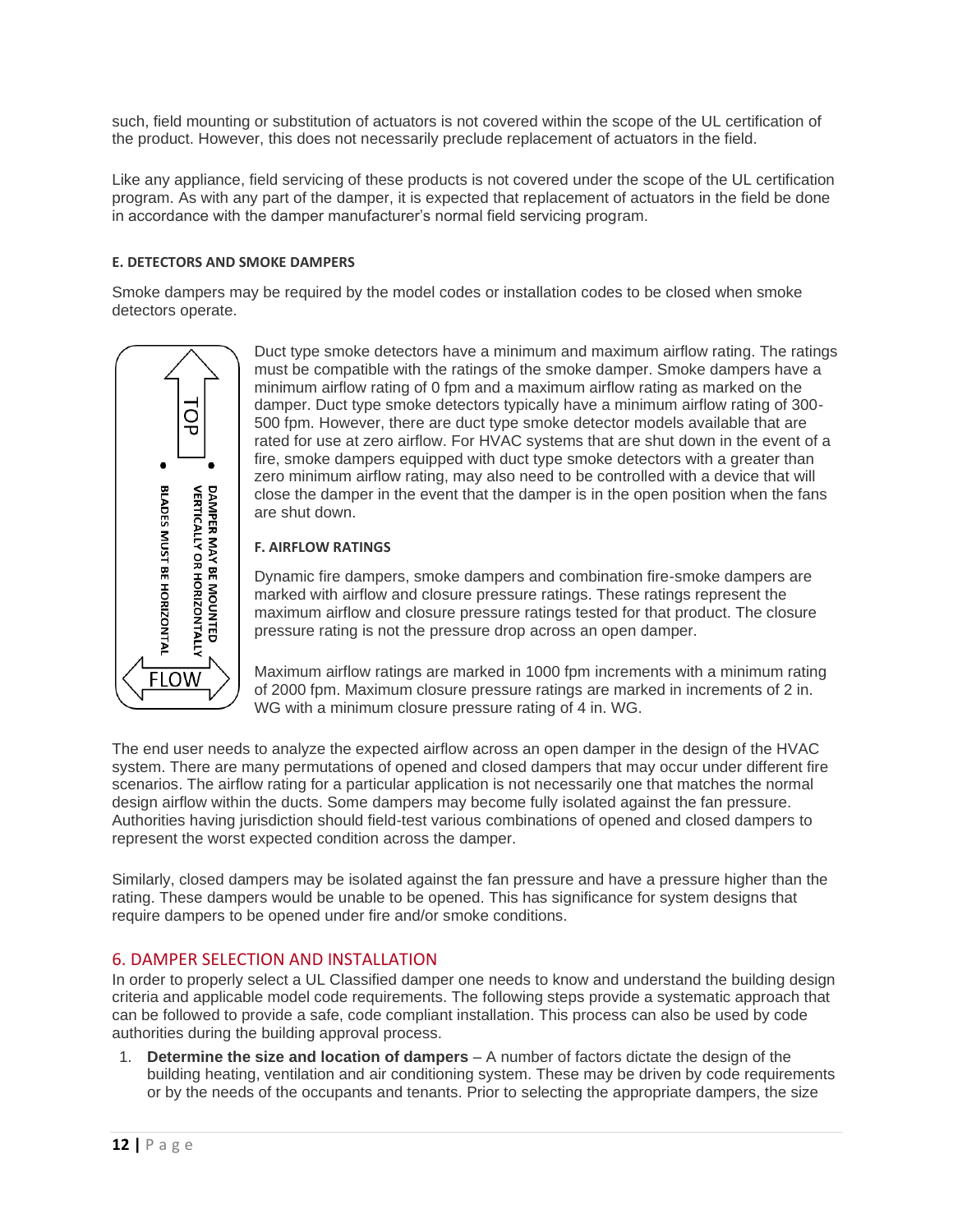such, field mounting or substitution of actuators is not covered within the scope of the UL certification of the product. However, this does not necessarily preclude replacement of actuators in the field.

Like any appliance, field servicing of these products is not covered under the scope of the UL certification program. As with any part of the damper, it is expected that replacement of actuators in the field be done in accordance with the damper manufacturer's normal field servicing program.

#### E. DETECTORS AND SMOKE DAMPERS

Smoke dampers may be required by the model codes or installation codes to be closed when smoke detectors operate.

TOP

- DAMPER MAY BE MOUNTED VERTICALLY OR HORIZONTALLY
- BLADES MUST BE HORIZONTAL

FLOW

Duct type smoke detectors have a minimum and maximum airflow rating. The ratings must be compatible with the ratings of the smoke damper. Smoke dampers have a minimum airflow rating of 0 fpm and a maximum airflow rating as marked on the damper. Duct type smoke detectors typically have a minimum airflow rating of 300-500 fpm. However, there are duct type smoke detector models available that are rated for use at zero airflow. For HVAC systems that are shut down in the event of a fire, smoke dampers equipped with duct type smoke detectors with a greater than zero minimum airflow rating, may also need to be controlled with a device that will close the damper in the event that the damper is in the open position when the fans are shut down.

#### F. AIRFLOW RATINGS

Dynamic fire dampers, smoke dampers and combination fire-smoke dampers are marked with airflow and closure pressure ratings. These ratings represent the maximum airflow and closure pressure ratings tested for that product. The closure pressure rating is not the pressure drop across an open damper.

Maximum airflow ratings are marked in 1000 fpm increments with a minimum rating of 2000 fpm. Maximum closure pressure ratings are marked in increments of 2 in. WG with a minimum closure pressure rating of 4 in. WG.

The end user needs to analyze the expected airflow across an open damper in the design of the HVAC system. There are many permutations of opened and closed dampers that may occur under different fire scenarios. The airflow rating for a particular application is not necessarily one that matches the normal design airflow within the ducts. Some dampers may become fully isolated against the fan pressure. Authorities having jurisdiction should field-test various combinations of opened and closed dampers to represent the worst expected condition across the damper.

Similarly, closed dampers may be isolated against the fan pressure and have a pressure higher than the rating. These dampers would be unable to be opened. This has significance for system designs that require dampers to be opened under fire and/or smoke conditions.

## 6. DAMPER SELECTION AND INSTALLATION

In order to properly select a UL Classified damper one needs to know and understand the building design criteria and applicable model code requirements. The following steps provide a systematic approach that can be followed to provide a safe, code compliant installation. This process can also be used by code authorities during the building approval process.

1. **Determine the size and location of dampers** – A number of factors dictate the design of the building heating, ventilation and air conditioning system. These may be driven by code requirements or by the needs of the occupants and tenants. Prior to selecting the appropriate dampers, the size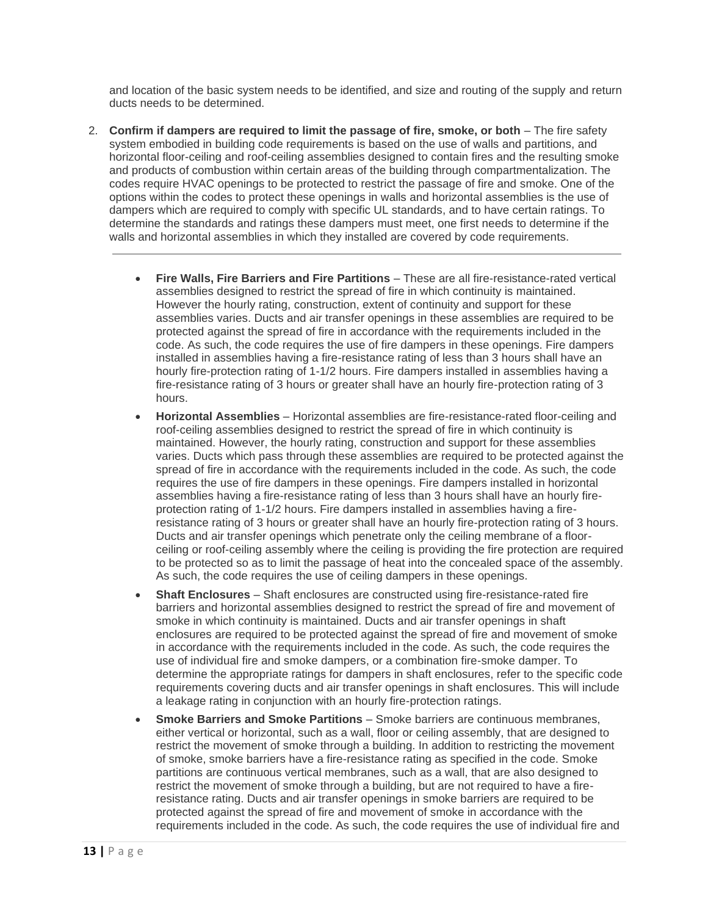and location of the basic system needs to be identified, and size and routing of the supply and return ducts needs to be determined.

2. **Confirm if dampers are required to limit the passage of fire, smoke, or both** – The fire safety system embodied in building code requirements is based on the use of walls and partitions, and horizontal floor-ceiling and roof-ceiling assemblies designed to contain fires and the resulting smoke and products of combustion within certain areas of the building through compartmentalization. The codes require HVAC openings to be protected to restrict the passage of fire and smoke. One of the options within the codes to protect these openings in walls and horizontal assemblies is the use of dampers which are required to comply with specific UL standards, and to have certain ratings. To determine the standards and ratings these dampers must meet, one first needs to determine if the walls and horizontal assemblies in which they installed are covered by code requirements.

---

- **Fire Walls, Fire Barriers and Fire Partitions** – These are all fire-resistance-rated vertical assemblies designed to restrict the spread of fire in which continuity is maintained. However the hourly rating, construction, extent of continuity and support for these assemblies varies. Ducts and air transfer openings in these assemblies are required to be protected against the spread of fire in accordance with the requirements included in the code. As such, the code requires the use of fire dampers in these openings. Fire dampers installed in assemblies having a fire-resistance rating of less than 3 hours shall have an hourly fire-protection rating of 1-1/2 hours. Fire dampers installed in assemblies having a fire-resistance rating of 3 hours or greater shall have an hourly fire-protection rating of 3 hours.
- **Horizontal Assemblies** – Horizontal assemblies are fire-resistance-rated floor-ceiling and roof-ceiling assemblies designed to restrict the spread of fire in which continuity is maintained. However, the hourly rating, construction and support for these assemblies varies. Ducts which pass through these assemblies are required to be protected against the spread of fire in accordance with the requirements included in the code. As such, the code requires the use of fire dampers in these openings. Fire dampers installed in horizontal assemblies having a fire-resistance rating of less than 3 hours shall have an hourly fire-protection rating of 1-1/2 hours. Fire dampers installed in assemblies having a fire-resistance rating of 3 hours or greater shall have an hourly fire-protection rating of 3 hours. Ducts and air transfer openings which penetrate only the ceiling membrane of a floor-ceiling or roof-ceiling assembly where the ceiling is providing the fire protection are required to be protected so as to limit the passage of heat into the concealed space of the assembly. As such, the code requires the use of ceiling dampers in these openings.
- **Shaft Enclosures** – Shaft enclosures are constructed using fire-resistance-rated fire barriers and horizontal assemblies designed to restrict the spread of fire and movement of smoke in which continuity is maintained. Ducts and air transfer openings in shaft enclosures are required to be protected against the spread of fire and movement of smoke in accordance with the requirements included in the code. As such, the code requires the use of individual fire and smoke dampers, or a combination fire-smoke damper. To determine the appropriate ratings for dampers in shaft enclosures, refer to the specific code requirements covering ducts and air transfer openings in shaft enclosures. This will include a leakage rating in conjunction with an hourly fire-protection ratings.
- **Smoke Barriers and Smoke Partitions** – Smoke barriers are continuous membranes, either vertical or horizontal, such as a wall, floor or ceiling assembly, that are designed to restrict the movement of smoke through a building. In addition to restricting the movement of smoke, smoke barriers have a fire-resistance rating as specified in the code. Smoke partitions are continuous vertical membranes, such as a wall, that are also designed to restrict the movement of smoke through a building, but are not required to have a fire-resistance rating. Ducts and air transfer openings in smoke barriers are required to be protected against the spread of fire and movement of smoke in accordance with the requirements included in the code. As such, the code requires the use of individual fire and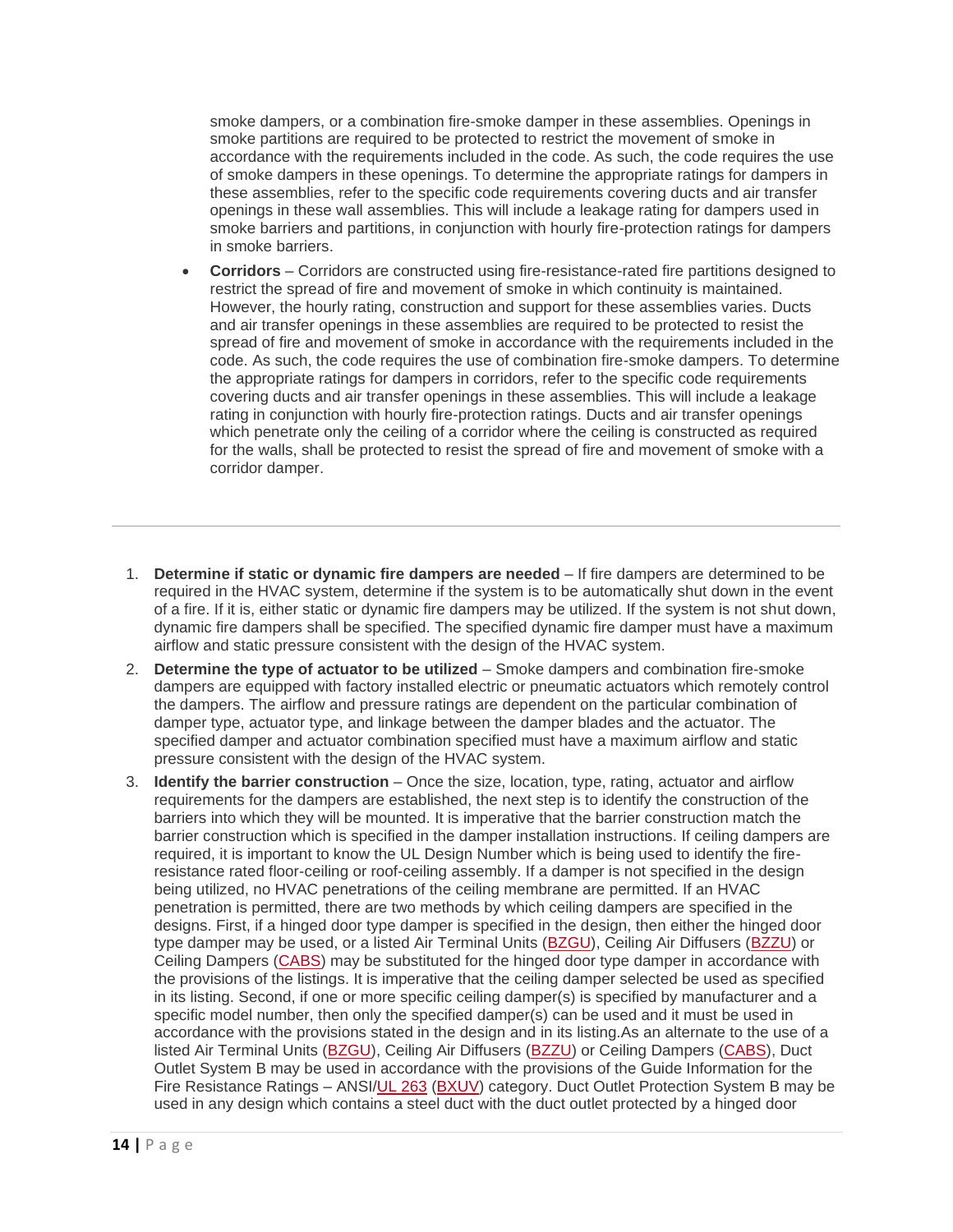smoke dampers, or a combination fire-smoke damper in these assemblies. Openings in smoke partitions are required to be protected to restrict the movement of smoke in accordance with the requirements included in the code. As such, the code requires the use of smoke dampers in these openings. To determine the appropriate ratings for dampers in these assemblies, refer to the specific code requirements covering ducts and air transfer openings in these wall assemblies. This will include a leakage rating for dampers used in smoke barriers and partitions, in conjunction with hourly fire-protection ratings for dampers in smoke barriers.

- **Corridors** – Corridors are constructed using fire-resistance-rated fire partitions designed to restrict the spread of fire and movement of smoke in which continuity is maintained. However, the hourly rating, construction and support for these assemblies varies. Ducts and air transfer openings in these assemblies are required to be protected to resist the spread of fire and movement of smoke in accordance with the requirements included in the code. As such, the code requires the use of combination fire-smoke dampers. To determine the appropriate ratings for dampers in corridors, refer to the specific code requirements covering ducts and air transfer openings in these assemblies. This will include a leakage rating in conjunction with hourly fire-protection ratings. Ducts and air transfer openings which penetrate only the ceiling of a corridor where the ceiling is constructed as required for the walls, shall be protected to resist the spread of fire and movement of smoke with a corridor damper.

---

1. **Determine if static or dynamic fire dampers are needed** – If fire dampers are determined to be required in the HVAC system, determine if the system is to be automatically shut down in the event of a fire. If it is, either static or dynamic fire dampers may be utilized. If the system is not shut down, dynamic fire dampers shall be specified. The specified dynamic fire damper must have a maximum airflow and static pressure consistent with the design of the HVAC system.
2. **Determine the type of actuator to be utilized** – Smoke dampers and combination fire-smoke dampers are equipped with factory installed electric or pneumatic actuators which remotely control the dampers. The airflow and pressure ratings are dependent on the particular combination of damper type, actuator type, and linkage between the damper blades and the actuator. The specified damper and actuator combination specified must have a maximum airflow and static pressure consistent with the design of the HVAC system.
3. **Identify the barrier construction** – Once the size, location, type, rating, actuator and airflow requirements for the dampers are established, the next step is to identify the construction of the barriers into which they will be mounted. It is imperative that the barrier construction match the barrier construction which is specified in the damper installation instructions. If ceiling dampers are required, it is important to know the UL Design Number which is being used to identify the fire-resistance rated floor-ceiling or roof-ceiling assembly. If a damper is not specified in the design being utilized, no HVAC penetrations of the ceiling membrane are permitted. If an HVAC penetration is permitted, there are two methods by which ceiling dampers are specified in the designs. First, if a hinged door type damper is specified in the design, then either the hinged door type damper may be used, or a listed Air Terminal Units (BZGU), Ceiling Air Diffusers (BZZU) or Ceiling Dampers (CABS) may be substituted for the hinged door type damper in accordance with the provisions of the listings. It is imperative that the ceiling damper selected be used as specified in its listing. Second, if one or more specific ceiling damper(s) is specified by manufacturer and a specific model number, then only the specified damper(s) can be used and it must be used in accordance with the provisions stated in the design and in its listing.As an alternate to the use of a listed Air Terminal Units (BZGU), Ceiling Air Diffusers (BZZU) or Ceiling Dampers (CABS), Duct Outlet System B may be used in accordance with the provisions of the Guide Information for the Fire Resistance Ratings – ANSI/UL 263 (BXUV) category. Duct Outlet Protection System B may be used in any design which contains a steel duct with the duct outlet protected by a hinged door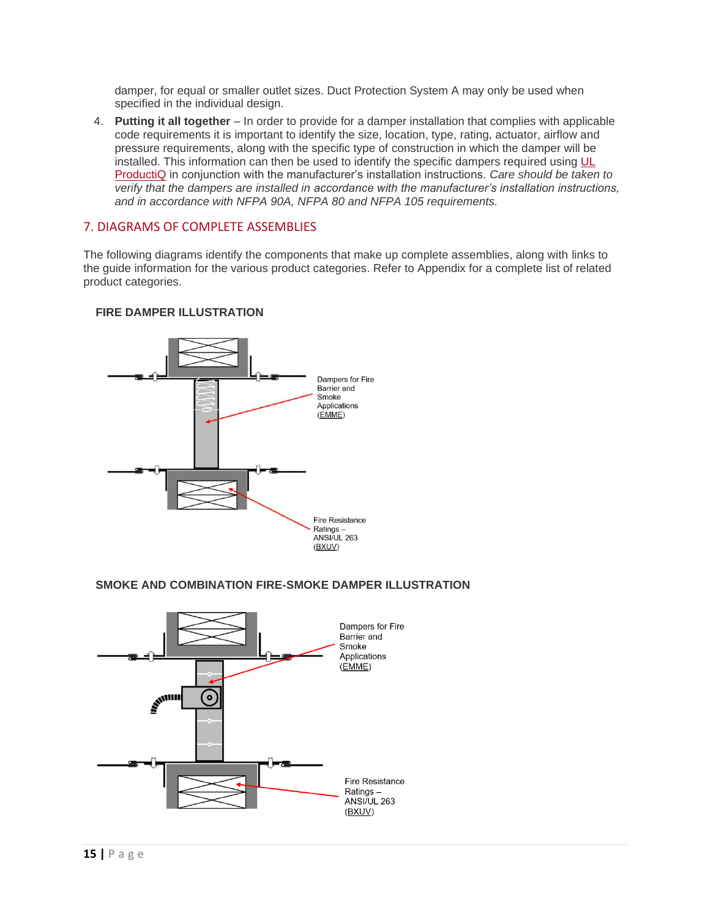damper, for equal or smaller outlet sizes. Duct Protection System A may only be used when specified in the individual design.

4. **Putting it all together** – In order to provide for a damper installation that complies with applicable code requirements it is important to identify the size, location, type, rating, actuator, airflow and pressure requirements, along with the specific type of construction in which the damper will be installed. This information can then be used to identify the specific dampers required using UL ProductiQ in conjunction with the manufacturer's installation instructions. *Care should be taken to verify that the dampers are installed in accordance with the manufacturer's installation instructions, and in accordance with NFPA 90A, NFPA 80 and NFPA 105 requirements.*

## 7. DIAGRAMS OF COMPLETE ASSEMBLIES

The following diagrams identify the components that make up complete assemblies, along with links to the guide information for the various product categories. Refer to Appendix for a complete list of related product categories.

### FIRE DAMPER ILLUSTRATION

Dampers for Fire Barrier and Smoke Applications (EMME)

Fire Resistance Ratings – ANSI/UL 263 (BXUV)

### SMOKE AND COMBINATION FIRE-SMOKE DAMPER ILLUSTRATION

Dampers for Fire Barrier and Smoke Applications (EMME)

Fire Resistance Ratings – ANSI/UL 263 (BXUV)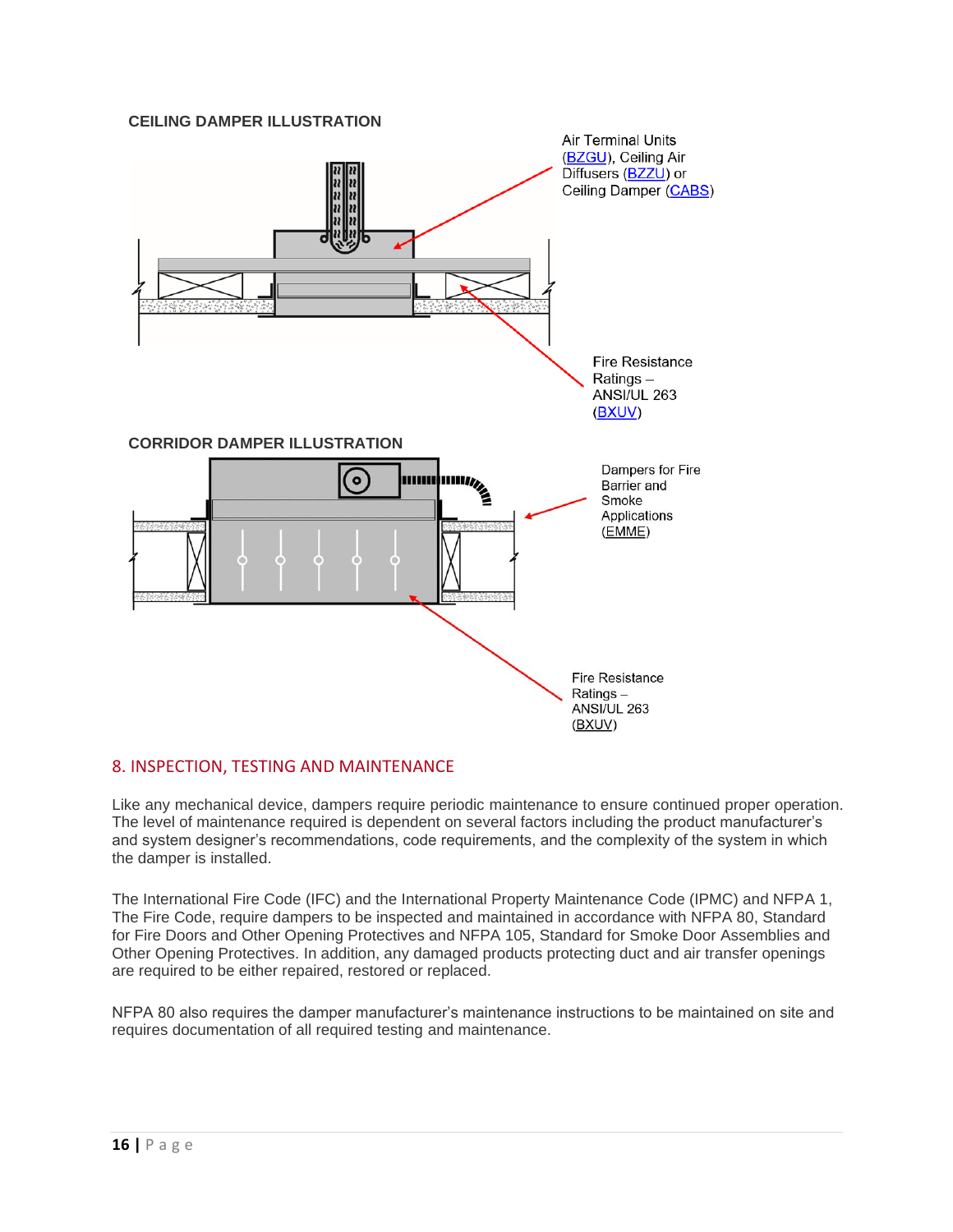**CEILING DAMPER ILLUSTRATION**

Air Terminal Units (BZGU), Ceiling Air Diffusers (BZZU) or Ceiling Damper (CABS)

Fire Resistance Ratings – ANSI/UL 263 (BXUV)

**CORRIDOR DAMPER ILLUSTRATION**

Dampers for Fire Barrier and Smoke Applications (EMME)

Fire Resistance Ratings – ANSI/UL 263 (BXUV)

## 8. INSPECTION, TESTING AND MAINTENANCE

Like any mechanical device, dampers require periodic maintenance to ensure continued proper operation. The level of maintenance required is dependent on several factors including the product manufacturer's and system designer's recommendations, code requirements, and the complexity of the system in which the damper is installed.

The International Fire Code (IFC) and the International Property Maintenance Code (IPMC) and NFPA 1, The Fire Code, require dampers to be inspected and maintained in accordance with NFPA 80, Standard for Fire Doors and Other Opening Protectives and NFPA 105, Standard for Smoke Door Assemblies and Other Opening Protectives. In addition, any damaged products protecting duct and air transfer openings are required to be either repaired, restored or replaced.

NFPA 80 also requires the damper manufacturer's maintenance instructions to be maintained on site and requires documentation of all required testing and maintenance.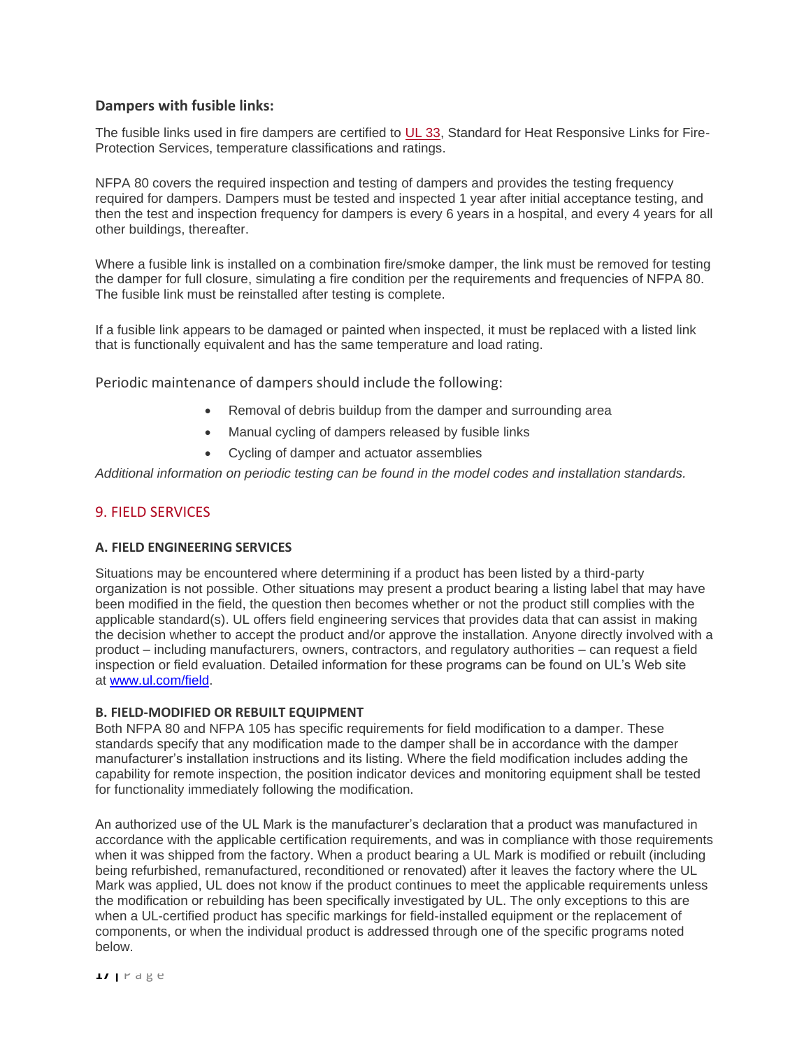### Dampers with fusible links:

The fusible links used in fire dampers are certified to UL 33, Standard for Heat Responsive Links for Fire-Protection Services, temperature classifications and ratings.

NFPA 80 covers the required inspection and testing of dampers and provides the testing frequency required for dampers. Dampers must be tested and inspected 1 year after initial acceptance testing, and then the test and inspection frequency for dampers is every 6 years in a hospital, and every 4 years for all other buildings, thereafter.

Where a fusible link is installed on a combination fire/smoke damper, the link must be removed for testing the damper for full closure, simulating a fire condition per the requirements and frequencies of NFPA 80. The fusible link must be reinstalled after testing is complete.

If a fusible link appears to be damaged or painted when inspected, it must be replaced with a listed link that is functionally equivalent and has the same temperature and load rating.

Periodic maintenance of dampers should include the following:

- Removal of debris buildup from the damper and surrounding area
- Manual cycling of dampers released by fusible links
- Cycling of damper and actuator assemblies

*Additional information on periodic testing can be found in the model codes and installation standards.*

## 9. FIELD SERVICES

### A. FIELD ENGINEERING SERVICES

Situations may be encountered where determining if a product has been listed by a third-party organization is not possible. Other situations may present a product bearing a listing label that may have been modified in the field, the question then becomes whether or not the product still complies with the applicable standard(s). UL offers field engineering services that provides data that can assist in making the decision whether to accept the product and/or approve the installation. Anyone directly involved with a product – including manufacturers, owners, contractors, and regulatory authorities – can request a field inspection or field evaluation. Detailed information for these programs can be found on UL's Web site at www.ul.com/field.

### B. FIELD-MODIFIED OR REBUILT EQUIPMENT

Both NFPA 80 and NFPA 105 has specific requirements for field modification to a damper. These standards specify that any modification made to the damper shall be in accordance with the damper manufacturer's installation instructions and its listing. Where the field modification includes adding the capability for remote inspection, the position indicator devices and monitoring equipment shall be tested for functionality immediately following the modification.

An authorized use of the UL Mark is the manufacturer's declaration that a product was manufactured in accordance with the applicable certification requirements, and was in compliance with those requirements when it was shipped from the factory. When a product bearing a UL Mark is modified or rebuilt (including being refurbished, remanufactured, reconditioned or renovated) after it leaves the factory where the UL Mark was applied, UL does not know if the product continues to meet the applicable requirements unless the modification or rebuilding has been specifically investigated by UL. The only exceptions to this are when a UL-certified product has specific markings for field-installed equipment or the replacement of components, or when the individual product is addressed through one of the specific programs noted below.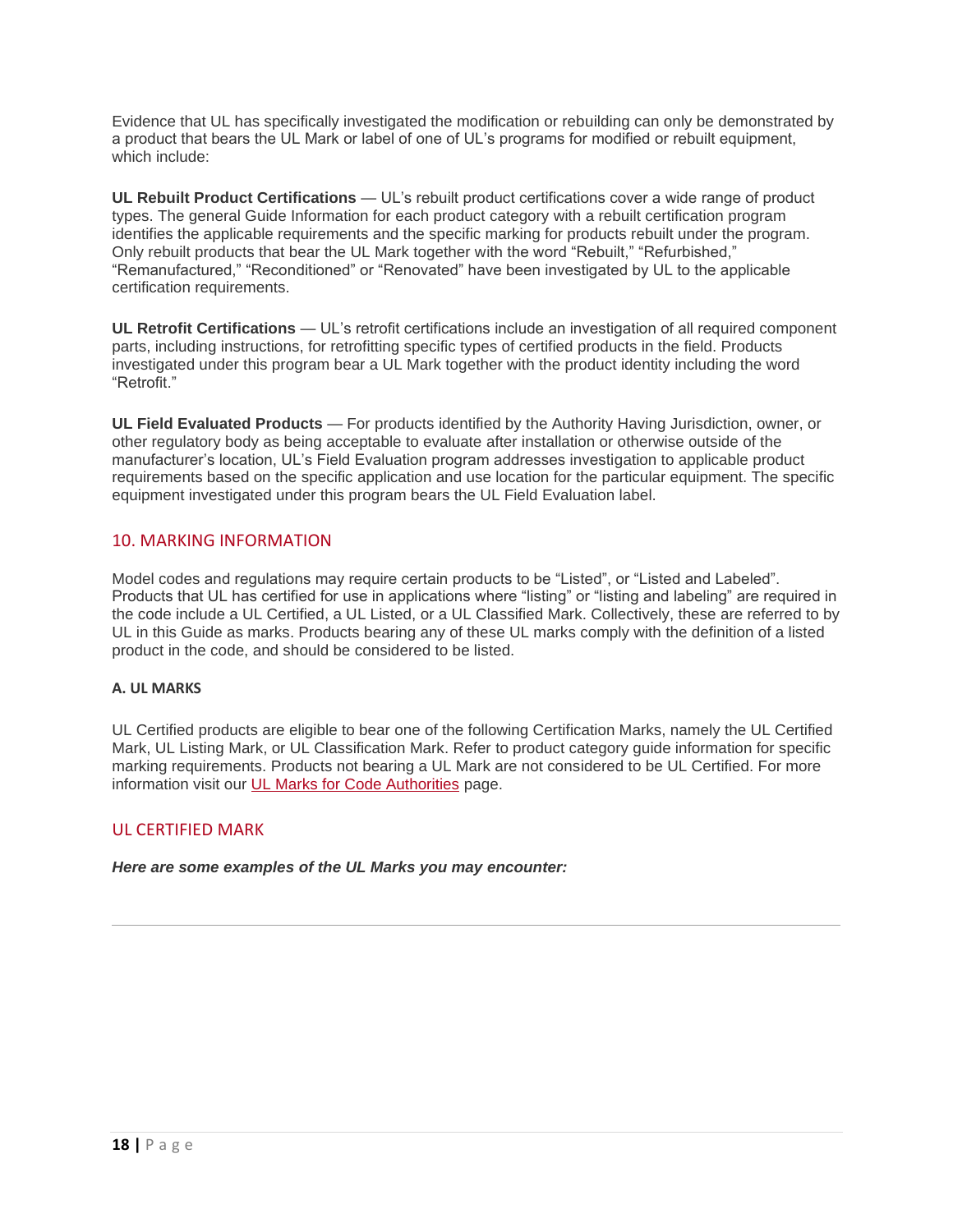Evidence that UL has specifically investigated the modification or rebuilding can only be demonstrated by a product that bears the UL Mark or label of one of UL's programs for modified or rebuilt equipment, which include:

**UL Rebuilt Product Certifications** — UL's rebuilt product certifications cover a wide range of product types. The general Guide Information for each product category with a rebuilt certification program identifies the applicable requirements and the specific marking for products rebuilt under the program. Only rebuilt products that bear the UL Mark together with the word "Rebuilt," "Refurbished," "Remanufactured," "Reconditioned" or "Renovated" have been investigated by UL to the applicable certification requirements.

**UL Retrofit Certifications** — UL's retrofit certifications include an investigation of all required component parts, including instructions, for retrofitting specific types of certified products in the field. Products investigated under this program bear a UL Mark together with the product identity including the word "Retrofit."

**UL Field Evaluated Products** — For products identified by the Authority Having Jurisdiction, owner, or other regulatory body as being acceptable to evaluate after installation or otherwise outside of the manufacturer's location, UL's Field Evaluation program addresses investigation to applicable product requirements based on the specific application and use location for the particular equipment. The specific equipment investigated under this program bears the UL Field Evaluation label.

## 10. MARKING INFORMATION

Model codes and regulations may require certain products to be "Listed", or "Listed and Labeled". Products that UL has certified for use in applications where "listing" or "listing and labeling" are required in the code include a UL Certified, a UL Listed, or a UL Classified Mark. Collectively, these are referred to by UL in this Guide as marks. Products bearing any of these UL marks comply with the definition of a listed product in the code, and should be considered to be listed.

### A. UL MARKS

UL Certified products are eligible to bear one of the following Certification Marks, namely the UL Certified Mark, UL Listing Mark, or UL Classification Mark. Refer to product category guide information for specific marking requirements. Products not bearing a UL Mark are not considered to be UL Certified. For more information visit our UL Marks for Code Authorities page.

## UL CERTIFIED MARK

***Here are some examples of the UL Marks you may encounter:***

---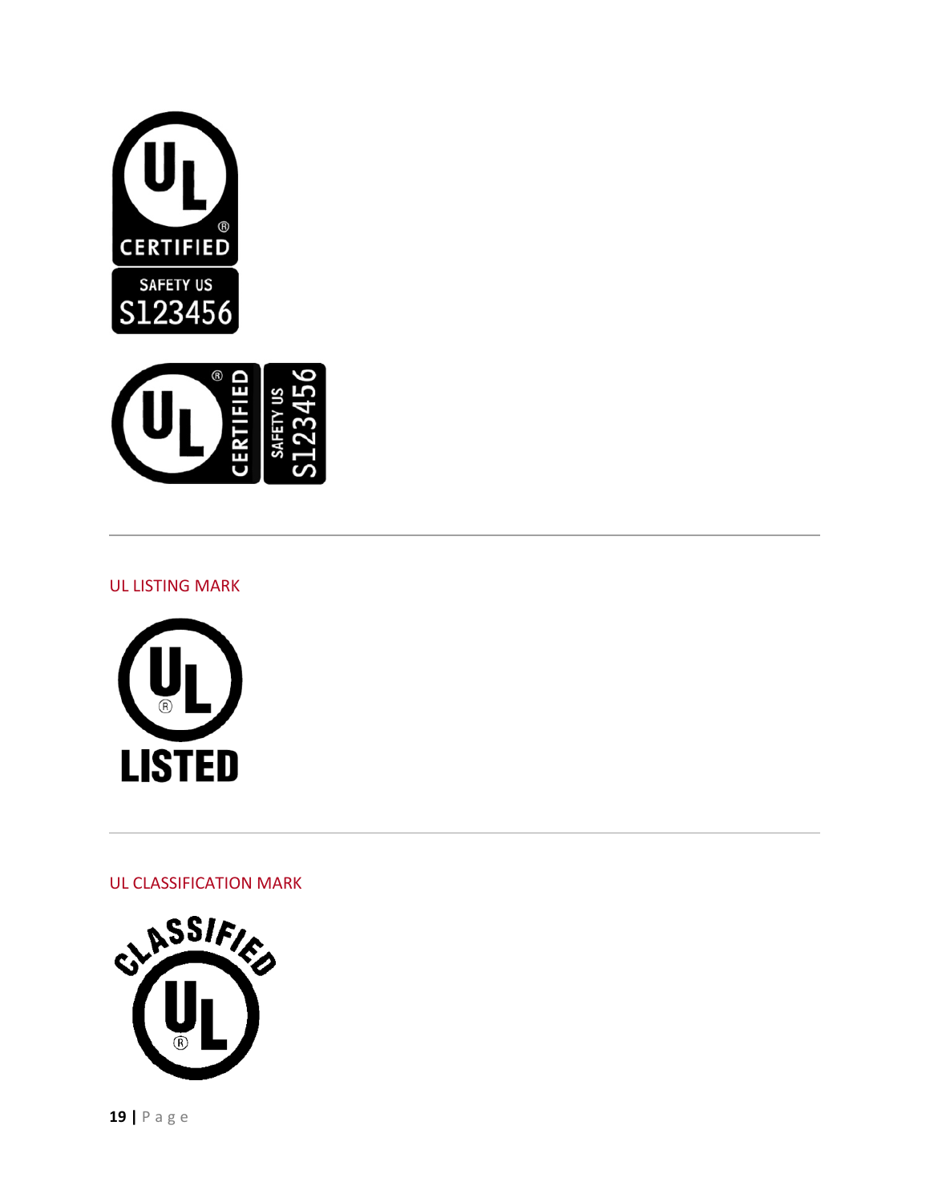---

## UL LISTING MARK

---

## UL CLASSIFICATION MARK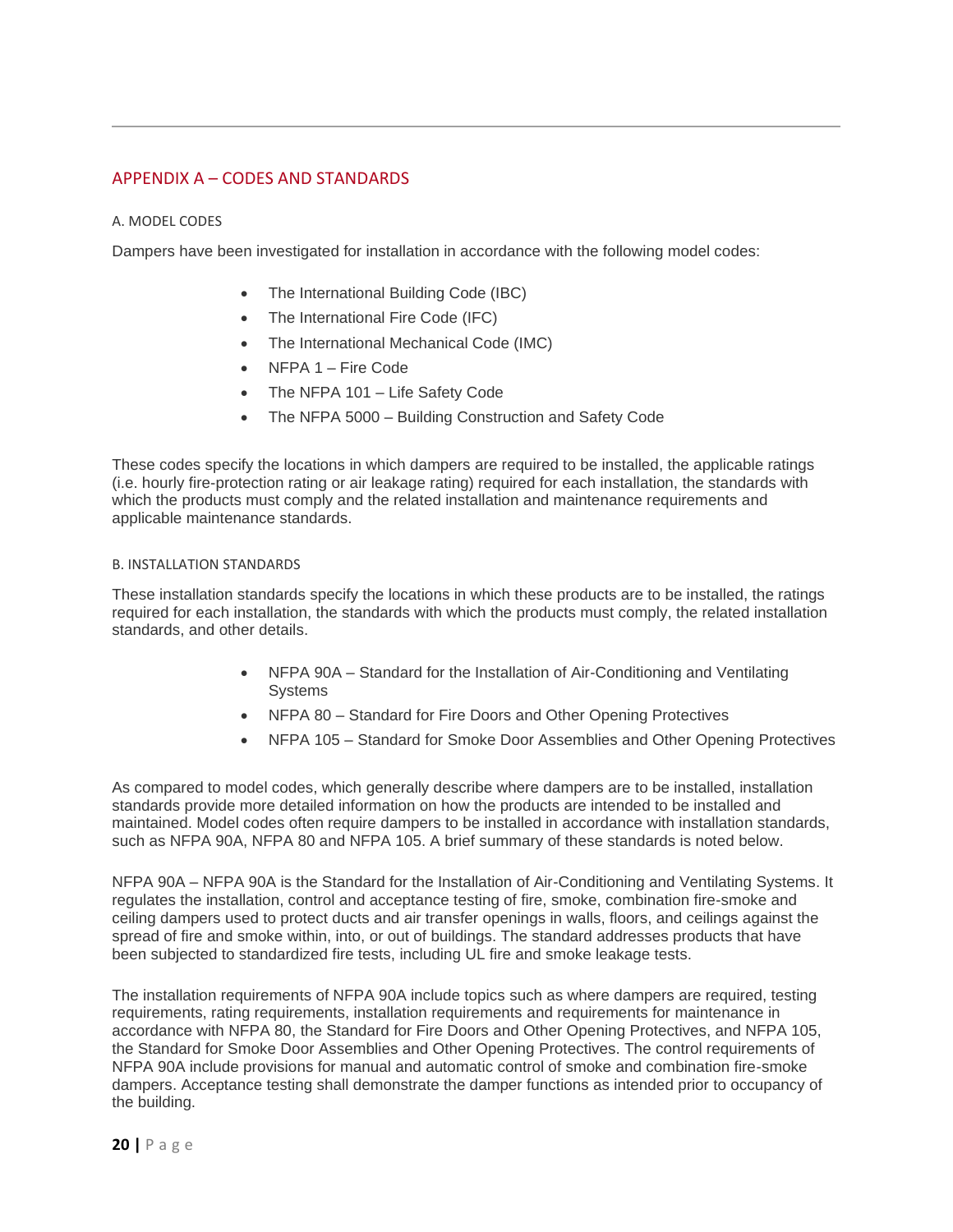## APPENDIX A – CODES AND STANDARDS

### A. MODEL CODES

Dampers have been investigated for installation in accordance with the following model codes:

- The International Building Code (IBC)
- The International Fire Code (IFC)
- The International Mechanical Code (IMC)
- NFPA 1 – Fire Code
- The NFPA 101 – Life Safety Code
- The NFPA 5000 – Building Construction and Safety Code

These codes specify the locations in which dampers are required to be installed, the applicable ratings (i.e. hourly fire-protection rating or air leakage rating) required for each installation, the standards with which the products must comply and the related installation and maintenance requirements and applicable maintenance standards.

### B. INSTALLATION STANDARDS

These installation standards specify the locations in which these products are to be installed, the ratings required for each installation, the standards with which the products must comply, the related installation standards, and other details.

- NFPA 90A – Standard for the Installation of Air-Conditioning and Ventilating Systems
- NFPA 80 – Standard for Fire Doors and Other Opening Protectives
- NFPA 105 – Standard for Smoke Door Assemblies and Other Opening Protectives

As compared to model codes, which generally describe where dampers are to be installed, installation standards provide more detailed information on how the products are intended to be installed and maintained. Model codes often require dampers to be installed in accordance with installation standards, such as NFPA 90A, NFPA 80 and NFPA 105. A brief summary of these standards is noted below.

NFPA 90A – NFPA 90A is the Standard for the Installation of Air-Conditioning and Ventilating Systems. It regulates the installation, control and acceptance testing of fire, smoke, combination fire-smoke and ceiling dampers used to protect ducts and air transfer openings in walls, floors, and ceilings against the spread of fire and smoke within, into, or out of buildings. The standard addresses products that have been subjected to standardized fire tests, including UL fire and smoke leakage tests.

The installation requirements of NFPA 90A include topics such as where dampers are required, testing requirements, rating requirements, installation requirements and requirements for maintenance in accordance with NFPA 80, the Standard for Fire Doors and Other Opening Protectives, and NFPA 105, the Standard for Smoke Door Assemblies and Other Opening Protectives. The control requirements of NFPA 90A include provisions for manual and automatic control of smoke and combination fire-smoke dampers. Acceptance testing shall demonstrate the damper functions as intended prior to occupancy of the building.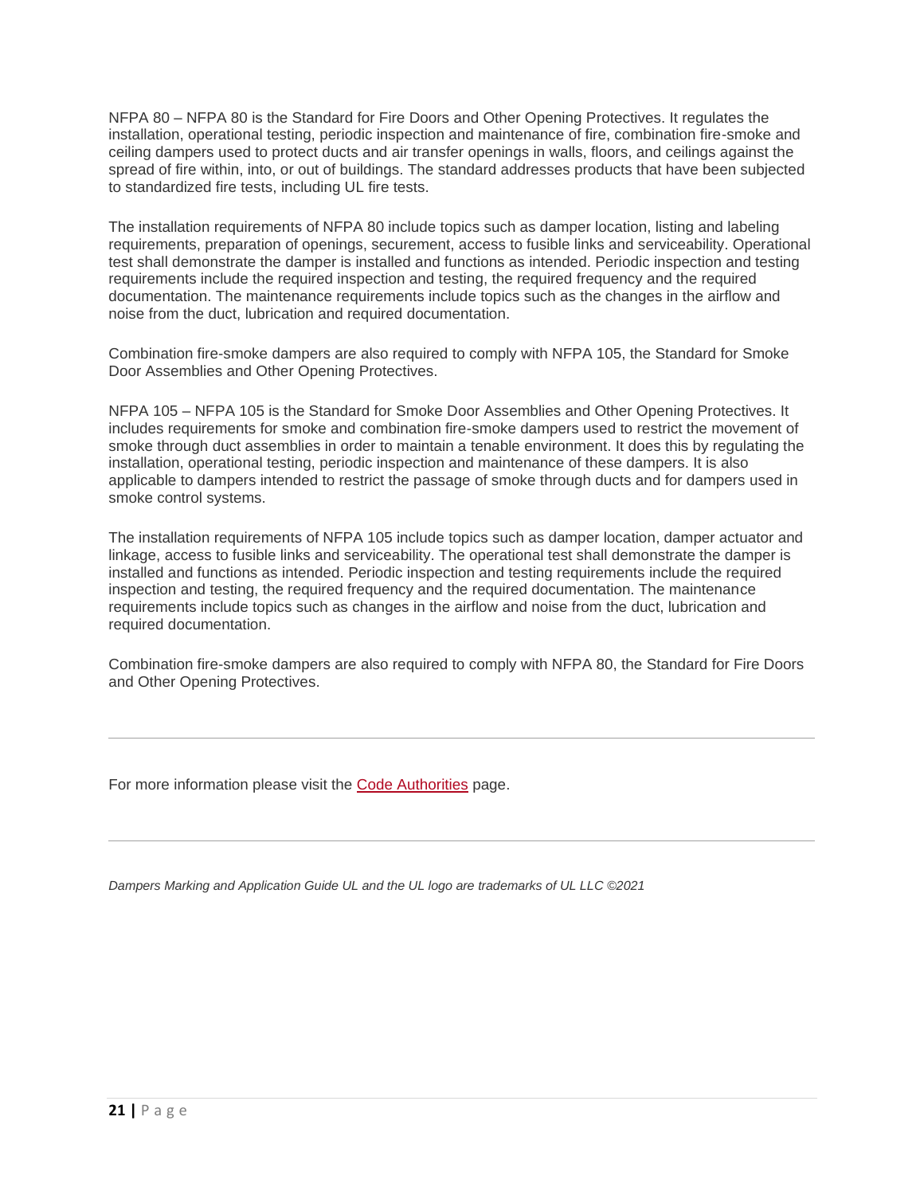NFPA 80 – NFPA 80 is the Standard for Fire Doors and Other Opening Protectives. It regulates the installation, operational testing, periodic inspection and maintenance of fire, combination fire-smoke and ceiling dampers used to protect ducts and air transfer openings in walls, floors, and ceilings against the spread of fire within, into, or out of buildings. The standard addresses products that have been subjected to standardized fire tests, including UL fire tests.

The installation requirements of NFPA 80 include topics such as damper location, listing and labeling requirements, preparation of openings, securement, access to fusible links and serviceability. Operational test shall demonstrate the damper is installed and functions as intended. Periodic inspection and testing requirements include the required inspection and testing, the required frequency and the required documentation. The maintenance requirements include topics such as the changes in the airflow and noise from the duct, lubrication and required documentation.

Combination fire-smoke dampers are also required to comply with NFPA 105, the Standard for Smoke Door Assemblies and Other Opening Protectives.

NFPA 105 – NFPA 105 is the Standard for Smoke Door Assemblies and Other Opening Protectives. It includes requirements for smoke and combination fire-smoke dampers used to restrict the movement of smoke through duct assemblies in order to maintain a tenable environment. It does this by regulating the installation, operational testing, periodic inspection and maintenance of these dampers. It is also applicable to dampers intended to restrict the passage of smoke through ducts and for dampers used in smoke control systems.

The installation requirements of NFPA 105 include topics such as damper location, damper actuator and linkage, access to fusible links and serviceability. The operational test shall demonstrate the damper is installed and functions as intended. Periodic inspection and testing requirements include the required inspection and testing, the required frequency and the required documentation. The maintenance requirements include topics such as changes in the airflow and noise from the duct, lubrication and required documentation.

Combination fire-smoke dampers are also required to comply with NFPA 80, the Standard for Fire Doors and Other Opening Protectives.

---

For more information please visit the Code Authorities page.

---

*Dampers Marking and Application Guide UL and the UL logo are trademarks of UL LLC ©2021*